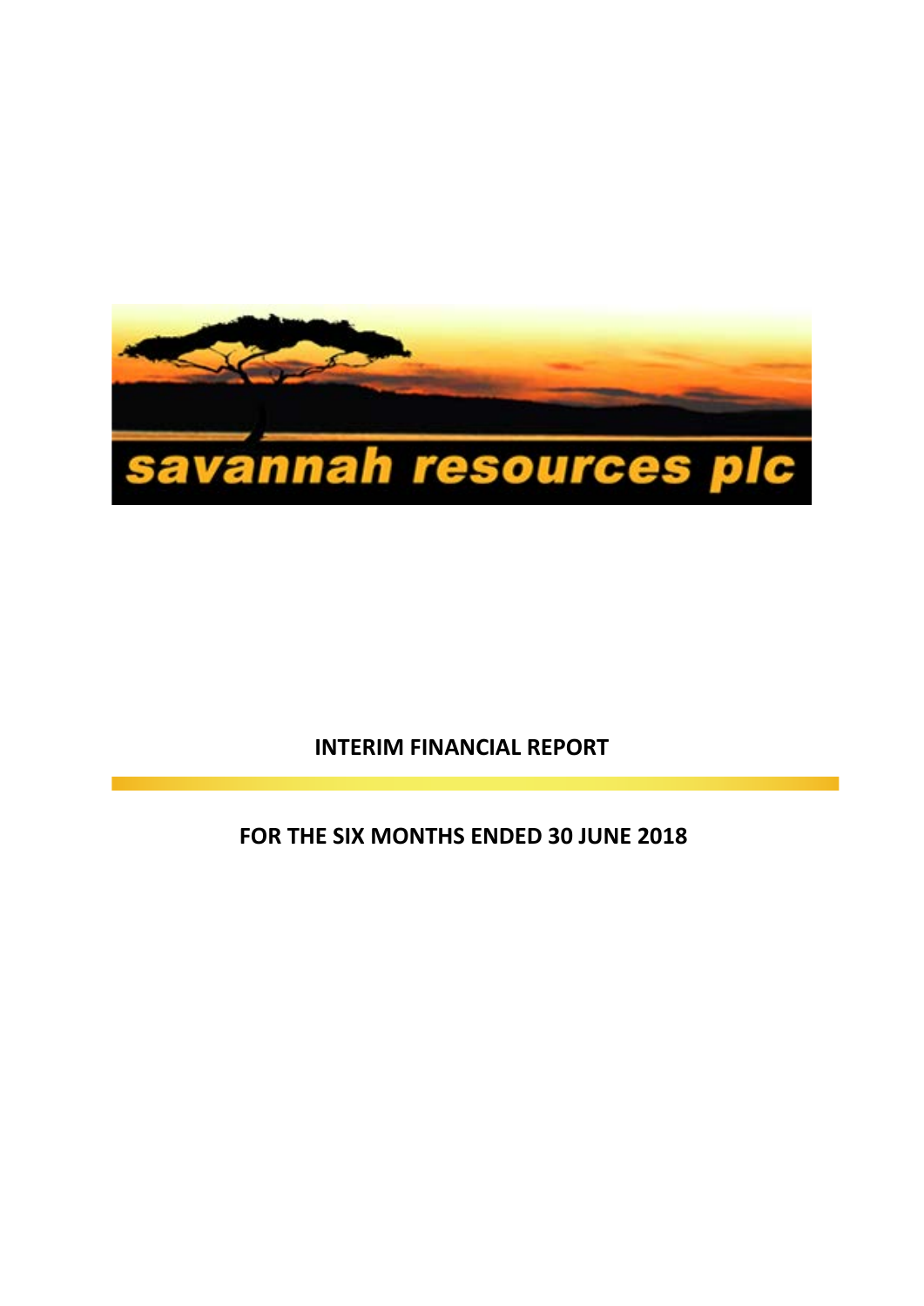savannah resources plc

**INTERIM FINANCIAL REPORT**

**FOR THE SIX MONTHS ENDED 30 JUNE 2018**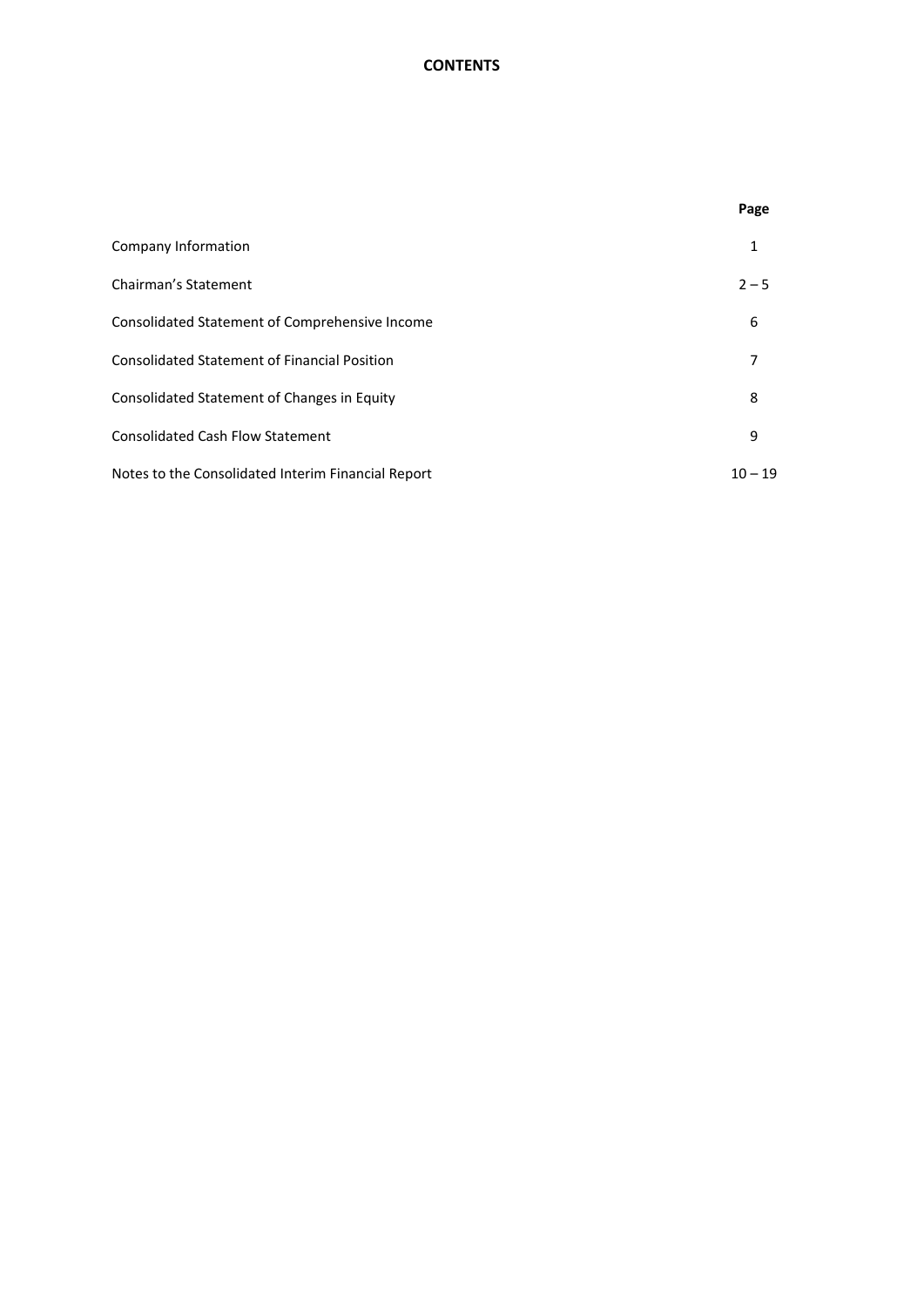# CONTENTS

| | Page |
|---|---|
| Company Information | 1 |
| Chairman's Statement | 2 – 5 |
| Consolidated Statement of Comprehensive Income | 6 |
| Consolidated Statement of Financial Position | 7 |
| Consolidated Statement of Changes in Equity | 8 |
| Consolidated Cash Flow Statement | 9 |
| Notes to the Consolidated Interim Financial Report | 10 – 19 |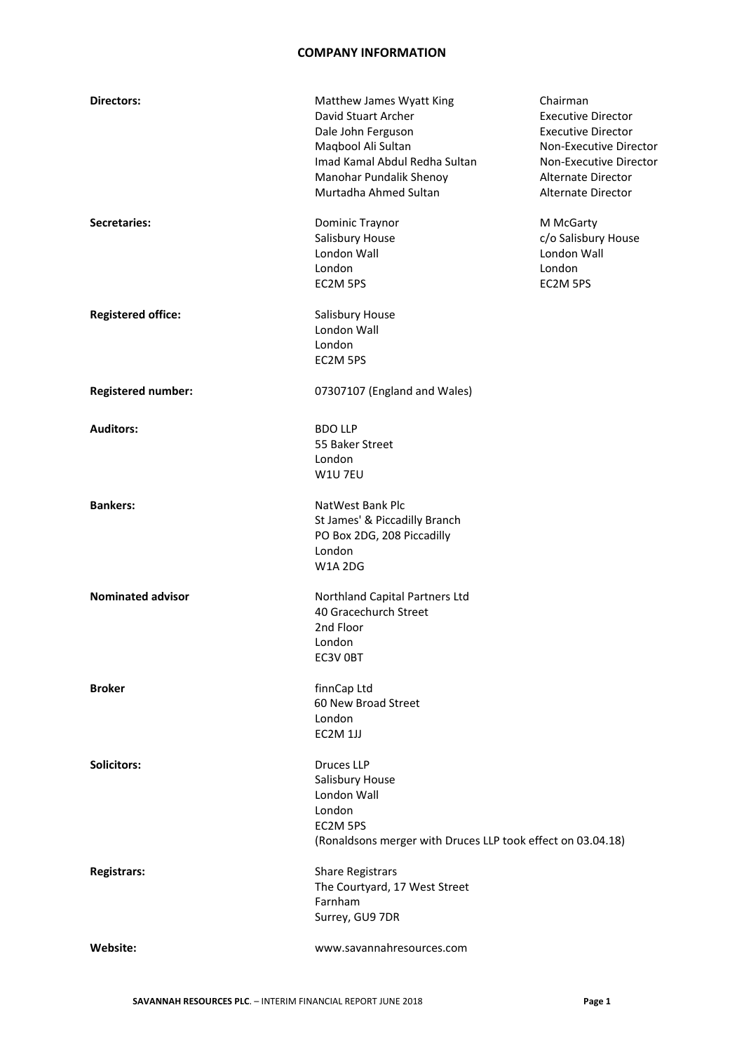# COMPANY INFORMATION

| | | |
|---|---|---|
| **Directors:** | Matthew James Wyatt King | Chairman |
| | David Stuart Archer | Executive Director |
| | Dale John Ferguson | Executive Director |
| | Maqbool Ali Sultan | Non-Executive Director |
| | Imad Kamal Abdul Redha Sultan | Non-Executive Director |
| | Manohar Pundalik Shenoy | Alternate Director |
| | Murtadha Ahmed Sultan | Alternate Director |
| **Secretaries:** | Dominic Traynor | M McGarty |
| | Salisbury House | c/o Salisbury House |
| | London Wall | London Wall |
| | London | London |
| | EC2M 5PS | EC2M 5PS |

**Registered office:**
Salisbury House
London Wall
London
EC2M 5PS

**Registered number:**
07307107 (England and Wales)

**Auditors:**
BDO LLP
55 Baker Street
London
W1U 7EU

**Bankers:**
NatWest Bank Plc
St James' & Piccadilly Branch
PO Box 2DG, 208 Piccadilly
London
W1A 2DG

**Nominated advisor**
Northland Capital Partners Ltd
40 Gracechurch Street
2nd Floor
London
EC3V 0BT

**Broker**
finnCap Ltd
60 New Broad Street
London
EC2M 1JJ

**Solicitors:**
Druces LLP
Salisbury House
London Wall
London
EC2M 5PS
(Ronaldsons merger with Druces LLP took effect on 03.04.18)

**Registrars:**
Share Registrars
The Courtyard, 17 West Street
Farnham
Surrey, GU9 7DR

**Website:**
www.savannahresources.com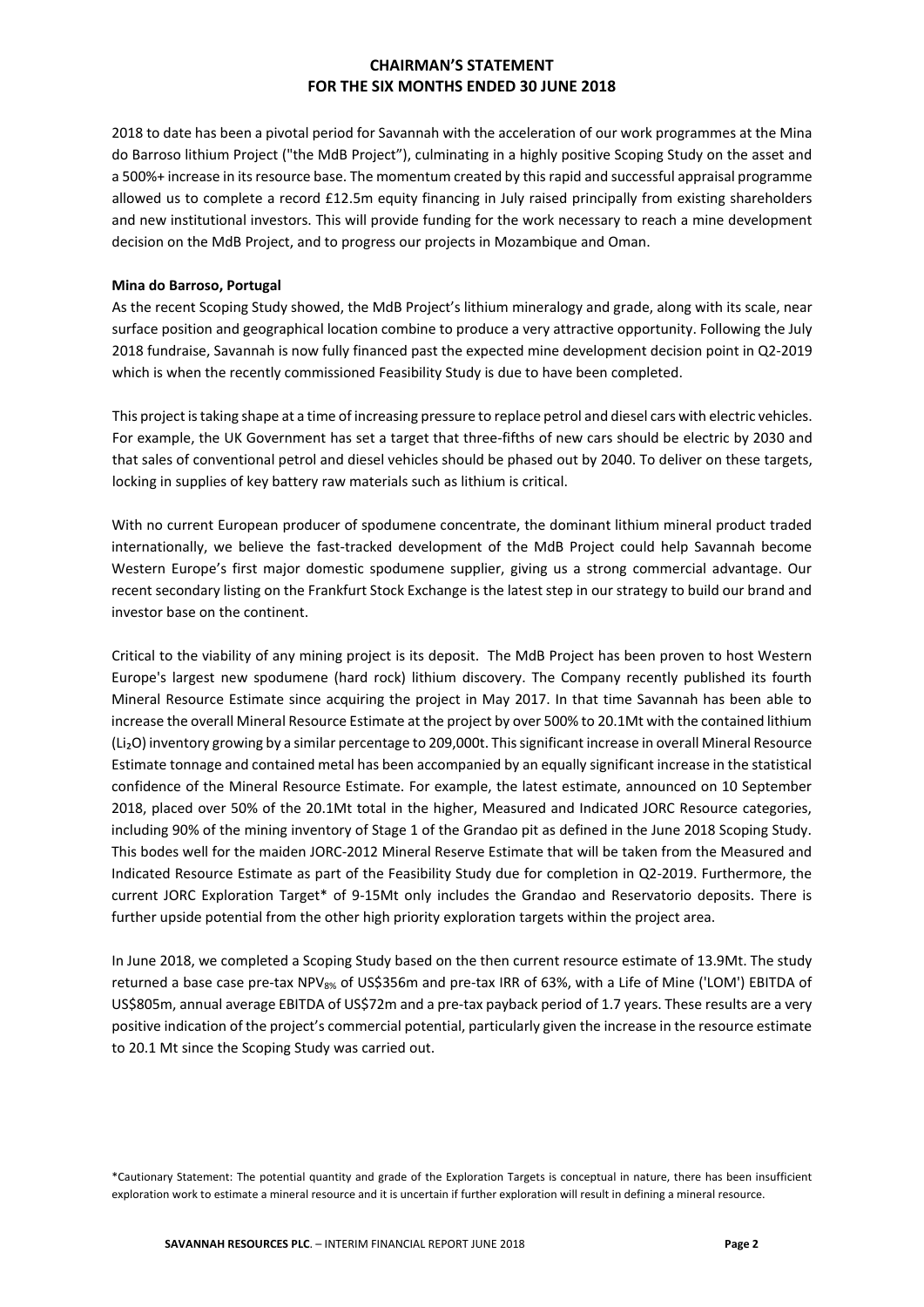# CHAIRMAN'S STATEMENT
# FOR THE SIX MONTHS ENDED 30 JUNE 2018

2018 to date has been a pivotal period for Savannah with the acceleration of our work programmes at the Mina do Barroso lithium Project ("the MdB Project"), culminating in a highly positive Scoping Study on the asset and a 500%+ increase in its resource base. The momentum created by this rapid and successful appraisal programme allowed us to complete a record £12.5m equity financing in July raised principally from existing shareholders and new institutional investors. This will provide funding for the work necessary to reach a mine development decision on the MdB Project, and to progress our projects in Mozambique and Oman.

**Mina do Barroso, Portugal**

As the recent Scoping Study showed, the MdB Project's lithium mineralogy and grade, along with its scale, near surface position and geographical location combine to produce a very attractive opportunity. Following the July 2018 fundraise, Savannah is now fully financed past the expected mine development decision point in Q2-2019 which is when the recently commissioned Feasibility Study is due to have been completed.

This project is taking shape at a time of increasing pressure to replace petrol and diesel cars with electric vehicles. For example, the UK Government has set a target that three-fifths of new cars should be electric by 2030 and that sales of conventional petrol and diesel vehicles should be phased out by 2040. To deliver on these targets, locking in supplies of key battery raw materials such as lithium is critical.

With no current European producer of spodumene concentrate, the dominant lithium mineral product traded internationally, we believe the fast-tracked development of the MdB Project could help Savannah become Western Europe's first major domestic spodumene supplier, giving us a strong commercial advantage. Our recent secondary listing on the Frankfurt Stock Exchange is the latest step in our strategy to build our brand and investor base on the continent.

Critical to the viability of any mining project is its deposit. The MdB Project has been proven to host Western Europe's largest new spodumene (hard rock) lithium discovery. The Company recently published its fourth Mineral Resource Estimate since acquiring the project in May 2017. In that time Savannah has been able to increase the overall Mineral Resource Estimate at the project by over 500% to 20.1Mt with the contained lithium ($Li_2O$) inventory growing by a similar percentage to 209,000t. This significant increase in overall Mineral Resource Estimate tonnage and contained metal has been accompanied by an equally significant increase in the statistical confidence of the Mineral Resource Estimate. For example, the latest estimate, announced on 10 September 2018, placed over 50% of the 20.1Mt total in the higher, Measured and Indicated JORC Resource categories, including 90% of the mining inventory of Stage 1 of the Grandao pit as defined in the June 2018 Scoping Study. This bodes well for the maiden JORC-2012 Mineral Reserve Estimate that will be taken from the Measured and Indicated Resource Estimate as part of the Feasibility Study due for completion in Q2-2019. Furthermore, the current JORC Exploration Target* of 9-15Mt only includes the Grandao and Reservatorio deposits. There is further upside potential from the other high priority exploration targets within the project area.

In June 2018, we completed a Scoping Study based on the then current resource estimate of 13.9Mt. The study returned a base case pre-tax $NPV_{8\%}$ of US$356m and pre-tax IRR of 63%, with a Life of Mine ('LOM') EBITDA of US$805m, annual average EBITDA of US$72m and a pre-tax payback period of 1.7 years. These results are a very positive indication of the project's commercial potential, particularly given the increase in the resource estimate to 20.1 Mt since the Scoping Study was carried out.

*Cautionary Statement: The potential quantity and grade of the Exploration Targets is conceptual in nature, there has been insufficient exploration work to estimate a mineral resource and it is uncertain if further exploration will result in defining a mineral resource.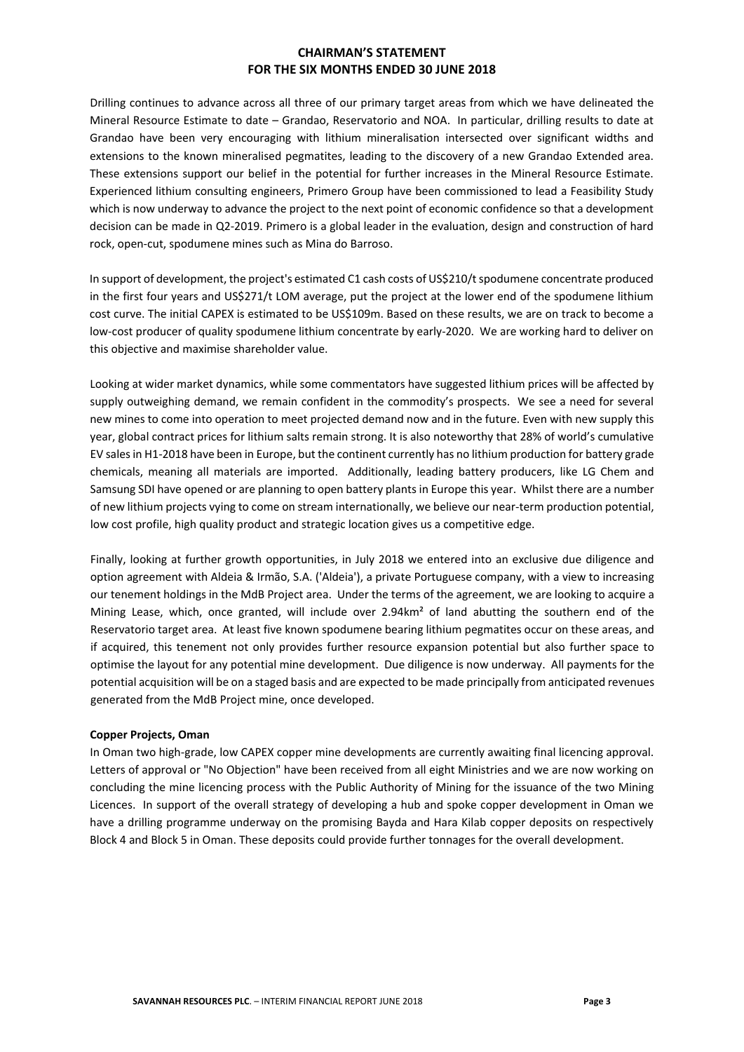# CHAIRMAN'S STATEMENT
## FOR THE SIX MONTHS ENDED 30 JUNE 2018

Drilling continues to advance across all three of our primary target areas from which we have delineated the Mineral Resource Estimate to date – Grandao, Reservatorio and NOA. In particular, drilling results to date at Grandao have been very encouraging with lithium mineralisation intersected over significant widths and extensions to the known mineralised pegmatites, leading to the discovery of a new Grandao Extended area. These extensions support our belief in the potential for further increases in the Mineral Resource Estimate. Experienced lithium consulting engineers, Primero Group have been commissioned to lead a Feasibility Study which is now underway to advance the project to the next point of economic confidence so that a development decision can be made in Q2-2019. Primero is a global leader in the evaluation, design and construction of hard rock, open-cut, spodumene mines such as Mina do Barroso.

In support of development, the project's estimated C1 cash costs of US$210/t spodumene concentrate produced in the first four years and US$271/t LOM average, put the project at the lower end of the spodumene lithium cost curve. The initial CAPEX is estimated to be US$109m. Based on these results, we are on track to become a low-cost producer of quality spodumene lithium concentrate by early-2020. We are working hard to deliver on this objective and maximise shareholder value.

Looking at wider market dynamics, while some commentators have suggested lithium prices will be affected by supply outweighing demand, we remain confident in the commodity's prospects. We see a need for several new mines to come into operation to meet projected demand now and in the future. Even with new supply this year, global contract prices for lithium salts remain strong. It is also noteworthy that 28% of world's cumulative EV sales in H1-2018 have been in Europe, but the continent currently has no lithium production for battery grade chemicals, meaning all materials are imported. Additionally, leading battery producers, like LG Chem and Samsung SDI have opened or are planning to open battery plants in Europe this year. Whilst there are a number of new lithium projects vying to come on stream internationally, we believe our near-term production potential, low cost profile, high quality product and strategic location gives us a competitive edge.

Finally, looking at further growth opportunities, in July 2018 we entered into an exclusive due diligence and option agreement with Aldeia & Irmão, S.A. ('Aldeia'), a private Portuguese company, with a view to increasing our tenement holdings in the MdB Project area. Under the terms of the agreement, we are looking to acquire a Mining Lease, which, once granted, will include over 2.94km² of land abutting the southern end of the Reservatorio target area. At least five known spodumene bearing lithium pegmatites occur on these areas, and if acquired, this tenement not only provides further resource expansion potential but also further space to optimise the layout for any potential mine development. Due diligence is now underway. All payments for the potential acquisition will be on a staged basis and are expected to be made principally from anticipated revenues generated from the MdB Project mine, once developed.

**Copper Projects, Oman**

In Oman two high-grade, low CAPEX copper mine developments are currently awaiting final licencing approval. Letters of approval or "No Objection" have been received from all eight Ministries and we are now working on concluding the mine licencing process with the Public Authority of Mining for the issuance of the two Mining Licences. In support of the overall strategy of developing a hub and spoke copper development in Oman we have a drilling programme underway on the promising Bayda and Hara Kilab copper deposits on respectively Block 4 and Block 5 in Oman. These deposits could provide further tonnages for the overall development.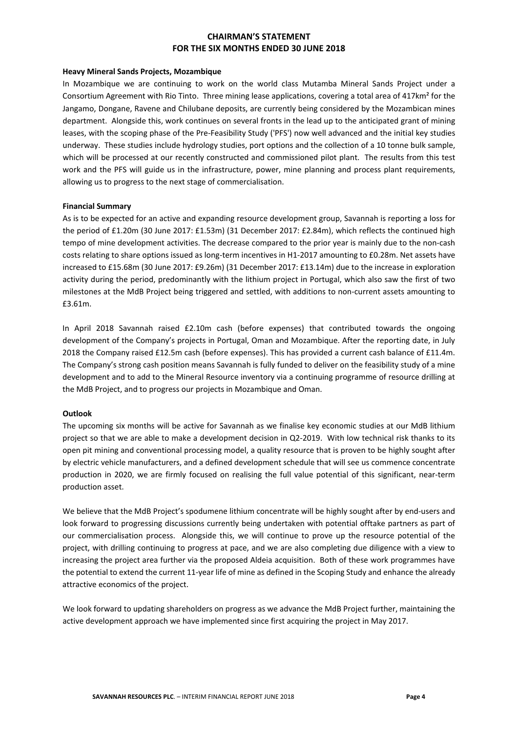## CHAIRMAN'S STATEMENT
## FOR THE SIX MONTHS ENDED 30 JUNE 2018

**Heavy Mineral Sands Projects, Mozambique**

In Mozambique we are continuing to work on the world class Mutamba Mineral Sands Project under a Consortium Agreement with Rio Tinto. Three mining lease applications, covering a total area of 417km² for the Jangamo, Dongane, Ravene and Chilubane deposits, are currently being considered by the Mozambican mines department. Alongside this, work continues on several fronts in the lead up to the anticipated grant of mining leases, with the scoping phase of the Pre-Feasibility Study ('PFS') now well advanced and the initial key studies underway. These studies include hydrology studies, port options and the collection of a 10 tonne bulk sample, which will be processed at our recently constructed and commissioned pilot plant. The results from this test work and the PFS will guide us in the infrastructure, power, mine planning and process plant requirements, allowing us to progress to the next stage of commercialisation.

**Financial Summary**

As is to be expected for an active and expanding resource development group, Savannah is reporting a loss for the period of £1.20m (30 June 2017: £1.53m) (31 December 2017: £2.84m), which reflects the continued high tempo of mine development activities. The decrease compared to the prior year is mainly due to the non-cash costs relating to share options issued as long-term incentives in H1-2017 amounting to £0.28m. Net assets have increased to £15.68m (30 June 2017: £9.26m) (31 December 2017: £13.14m) due to the increase in exploration activity during the period, predominantly with the lithium project in Portugal, which also saw the first of two milestones at the MdB Project being triggered and settled, with additions to non-current assets amounting to £3.61m.

In April 2018 Savannah raised £2.10m cash (before expenses) that contributed towards the ongoing development of the Company's projects in Portugal, Oman and Mozambique. After the reporting date, in July 2018 the Company raised £12.5m cash (before expenses). This has provided a current cash balance of £11.4m. The Company's strong cash position means Savannah is fully funded to deliver on the feasibility study of a mine development and to add to the Mineral Resource inventory via a continuing programme of resource drilling at the MdB Project, and to progress our projects in Mozambique and Oman.

**Outlook**

The upcoming six months will be active for Savannah as we finalise key economic studies at our MdB lithium project so that we are able to make a development decision in Q2-2019. With low technical risk thanks to its open pit mining and conventional processing model, a quality resource that is proven to be highly sought after by electric vehicle manufacturers, and a defined development schedule that will see us commence concentrate production in 2020, we are firmly focused on realising the full value potential of this significant, near-term production asset.

We believe that the MdB Project's spodumene lithium concentrate will be highly sought after by end-users and look forward to progressing discussions currently being undertaken with potential offtake partners as part of our commercialisation process. Alongside this, we will continue to prove up the resource potential of the project, with drilling continuing to progress at pace, and we are also completing due diligence with a view to increasing the project area further via the proposed Aldeia acquisition. Both of these work programmes have the potential to extend the current 11-year life of mine as defined in the Scoping Study and enhance the already attractive economics of the project.

We look forward to updating shareholders on progress as we advance the MdB Project further, maintaining the active development approach we have implemented since first acquiring the project in May 2017.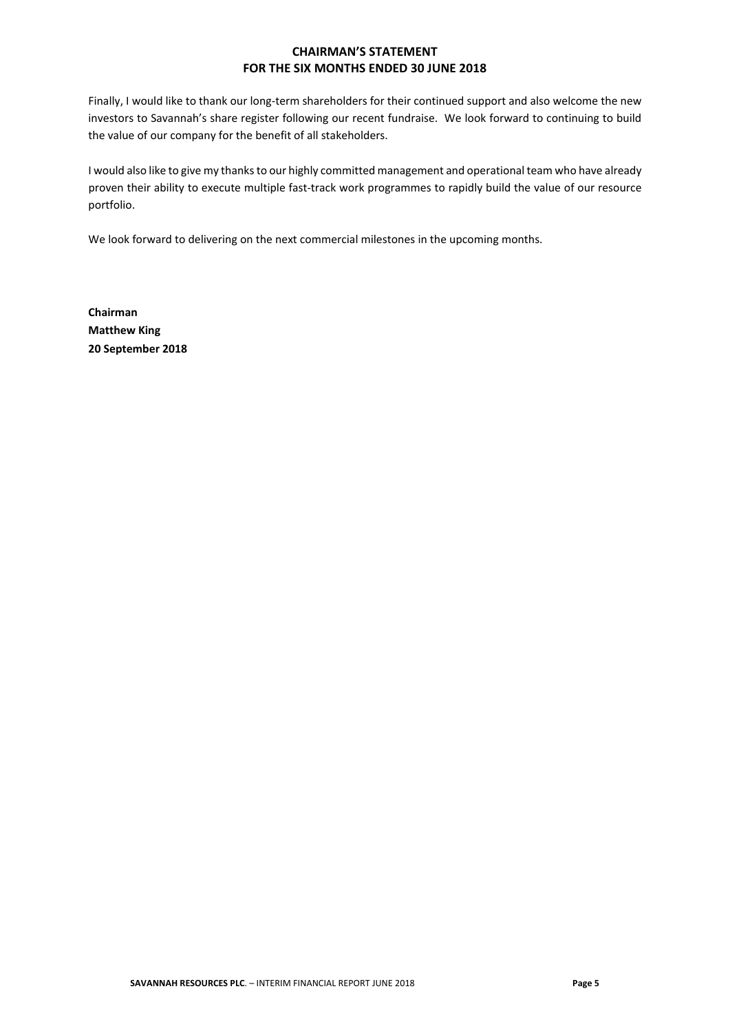**CHAIRMAN'S STATEMENT**
**FOR THE SIX MONTHS ENDED 30 JUNE 2018**

Finally, I would like to thank our long-term shareholders for their continued support and also welcome the new investors to Savannah's share register following our recent fundraise. We look forward to continuing to build the value of our company for the benefit of all stakeholders.

I would also like to give my thanks to our highly committed management and operational team who have already proven their ability to execute multiple fast-track work programmes to rapidly build the value of our resource portfolio.

We look forward to delivering on the next commercial milestones in the upcoming months.

**Chairman**
**Matthew King**
**20 September 2018**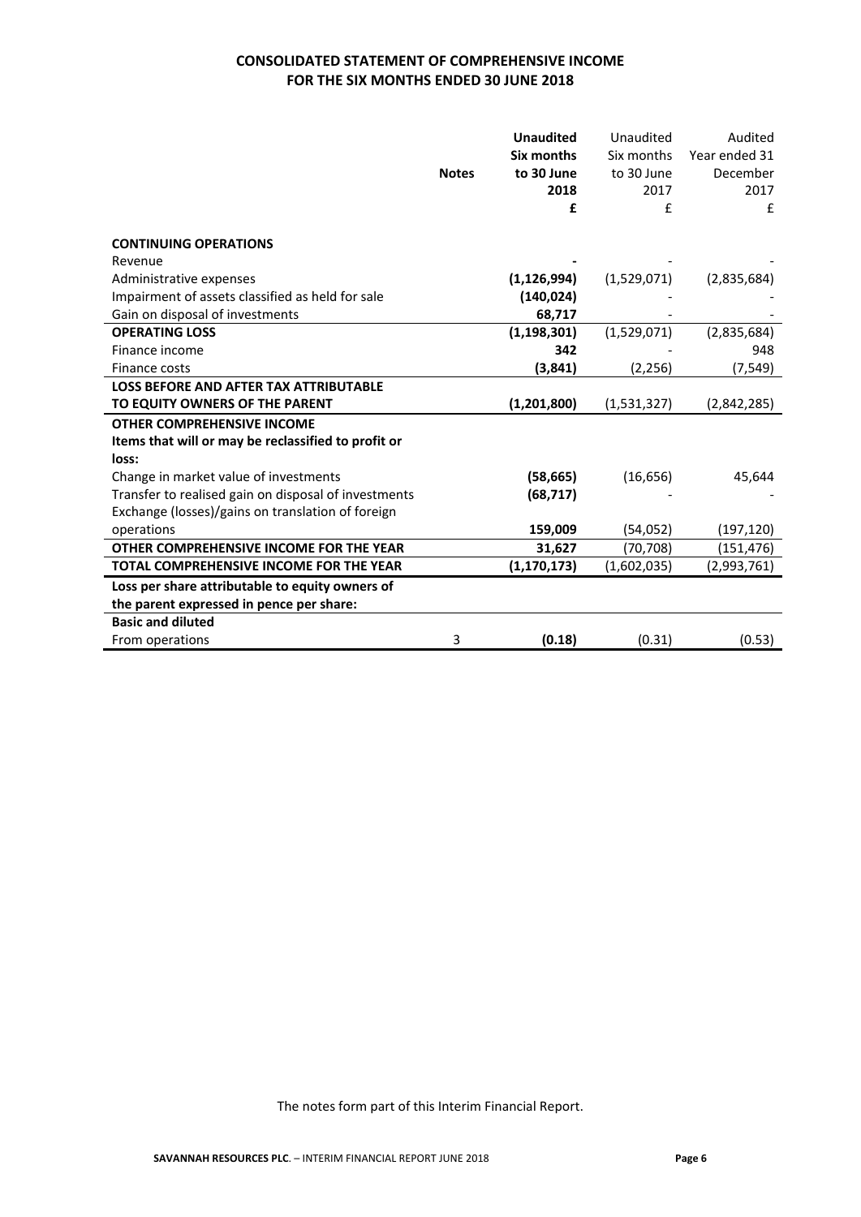# CONSOLIDATED STATEMENT OF COMPREHENSIVE INCOME FOR THE SIX MONTHS ENDED 30 JUNE 2018

| | Notes | **Unaudited Six months to 30 June 2018 £** | Unaudited Six months to 30 June 2017 £ | Audited Year ended 31 December 2017 £ |
|---|---|---|---|---|
| **CONTINUING OPERATIONS** | | | | |
| Revenue | | **-** | - | - |
| Administrative expenses | | **(1,126,994)** | (1,529,071) | (2,835,684) |
| Impairment of assets classified as held for sale | | **(140,024)** | - | - |
| Gain on disposal of investments | | **68,717** | - | - |
| **OPERATING LOSS** | | **(1,198,301)** | (1,529,071) | (2,835,684) |
| Finance income | | **342** | - | 948 |
| Finance costs | | **(3,841)** | (2,256) | (7,549) |
| **LOSS BEFORE AND AFTER TAX ATTRIBUTABLE TO EQUITY OWNERS OF THE PARENT** | | **(1,201,800)** | (1,531,327) | (2,842,285) |
| **OTHER COMPREHENSIVE INCOME** | | | | |
| **Items that will or may be reclassified to profit or loss:** | | | | |
| Change in market value of investments | | **(58,665)** | (16,656) | 45,644 |
| Transfer to realised gain on disposal of investments | | **(68,717)** | - | - |
| Exchange (losses)/gains on translation of foreign operations | | **159,009** | (54,052) | (197,120) |
| **OTHER COMPREHENSIVE INCOME FOR THE YEAR** | | **31,627** | (70,708) | (151,476) |
| **TOTAL COMPREHENSIVE INCOME FOR THE YEAR** | | **(1,170,173)** | (1,602,035) | (2,993,761) |
| **Loss per share attributable to equity owners of the parent expressed in pence per share:** | | | | |
| **Basic and diluted** | | | | |
| From operations | 3 | **(0.18)** | (0.31) | (0.53) |

The notes form part of this Interim Financial Report.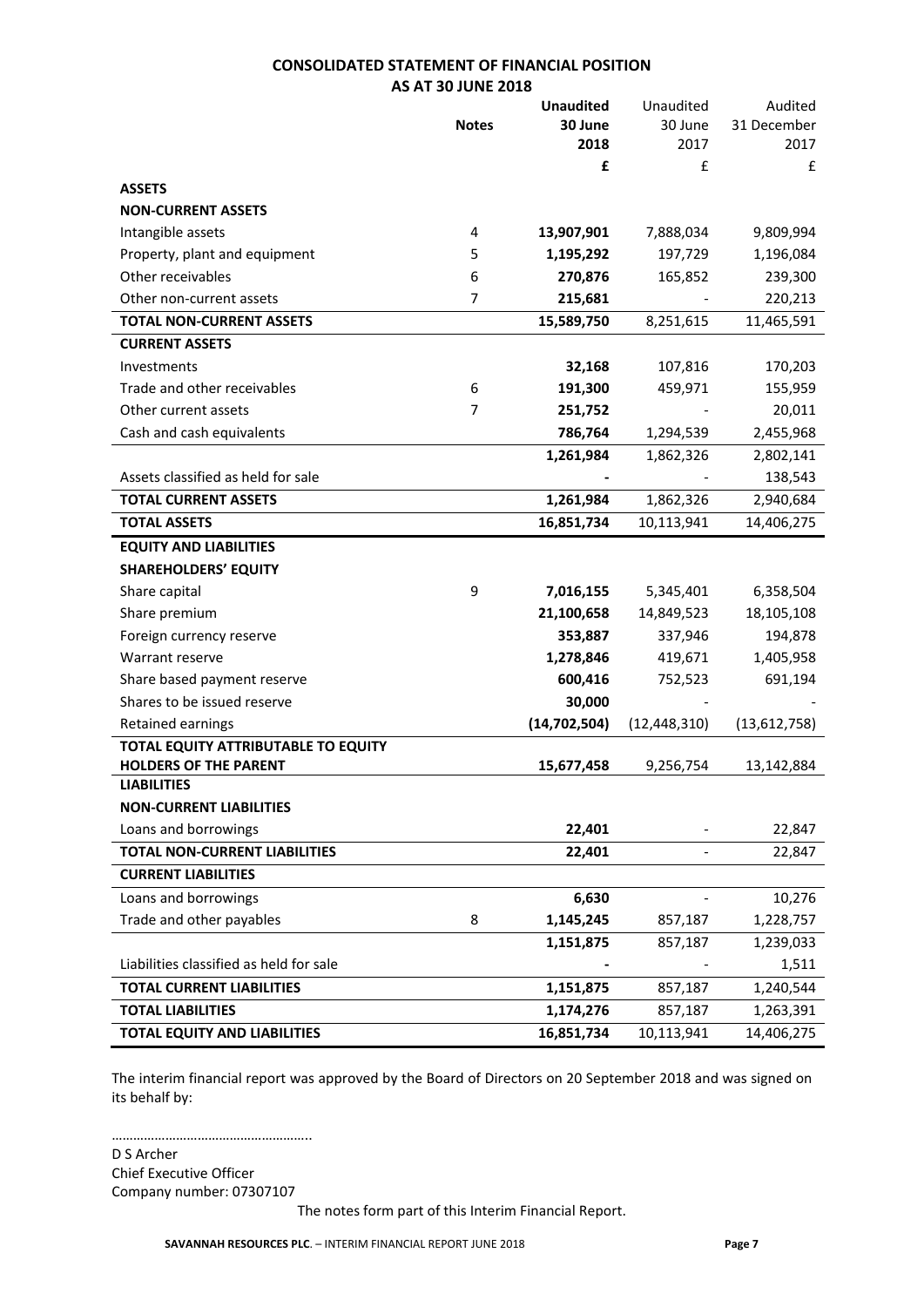# CONSOLIDATED STATEMENT OF FINANCIAL POSITION
## AS AT 30 JUNE 2018

| | Notes | **Unaudited 30 June 2018** | Unaudited 30 June 2017 | Audited 31 December 2017 |
|---|---|---|---|---|
| | | **£** | £ | £ |
| **ASSETS** | | | | |
| **NON-CURRENT ASSETS** | | | | |
| Intangible assets | 4 | **13,907,901** | 7,888,034 | 9,809,994 |
| Property, plant and equipment | 5 | **1,195,292** | 197,729 | 1,196,084 |
| Other receivables | 6 | **270,876** | 165,852 | 239,300 |
| Other non-current assets | 7 | **215,681** | - | 220,213 |
| **TOTAL NON-CURRENT ASSETS** | | **15,589,750** | 8,251,615 | 11,465,591 |
| **CURRENT ASSETS** | | | | |
| Investments | | **32,168** | 107,816 | 170,203 |
| Trade and other receivables | 6 | **191,300** | 459,971 | 155,959 |
| Other current assets | 7 | **251,752** | - | 20,011 |
| Cash and cash equivalents | | **786,764** | 1,294,539 | 2,455,968 |
| | | **1,261,984** | 1,862,326 | 2,802,141 |
| Assets classified as held for sale | | **-** | - | 138,543 |
| **TOTAL CURRENT ASSETS** | | **1,261,984** | 1,862,326 | 2,940,684 |
| **TOTAL ASSETS** | | **16,851,734** | 10,113,941 | 14,406,275 |
| **EQUITY AND LIABILITIES** | | | | |
| **SHAREHOLDERS' EQUITY** | | | | |
| Share capital | 9 | **7,016,155** | 5,345,401 | 6,358,504 |
| Share premium | | **21,100,658** | 14,849,523 | 18,105,108 |
| Foreign currency reserve | | **353,887** | 337,946 | 194,878 |
| Warrant reserve | | **1,278,846** | 419,671 | 1,405,958 |
| Share based payment reserve | | **600,416** | 752,523 | 691,194 |
| Shares to be issued reserve | | **30,000** | - | - |
| Retained earnings | | **(14,702,504)** | (12,448,310) | (13,612,758) |
| **TOTAL EQUITY ATTRIBUTABLE TO EQUITY HOLDERS OF THE PARENT** | | **15,677,458** | 9,256,754 | 13,142,884 |
| **LIABILITIES** | | | | |
| **NON-CURRENT LIABILITIES** | | | | |
| Loans and borrowings | | **22,401** | - | 22,847 |
| **TOTAL NON-CURRENT LIABILITIES** | | **22,401** | - | 22,847 |
| **CURRENT LIABILITIES** | | | | |
| Loans and borrowings | | **6,630** | - | 10,276 |
| Trade and other payables | 8 | **1,145,245** | 857,187 | 1,228,757 |
| | | **1,151,875** | 857,187 | 1,239,033 |
| Liabilities classified as held for sale | | **-** | - | 1,511 |
| **TOTAL CURRENT LIABILITIES** | | **1,151,875** | 857,187 | 1,240,544 |
| **TOTAL LIABILITIES** | | **1,174,276** | 857,187 | 1,263,391 |
| **TOTAL EQUITY AND LIABILITIES** | | **16,851,734** | 10,113,941 | 14,406,275 |

The interim financial report was approved by the Board of Directors on 20 September 2018 and was signed on its behalf by:

………………………………………………..

D S Archer
Chief Executive Officer
Company number: 07307107

The notes form part of this Interim Financial Report.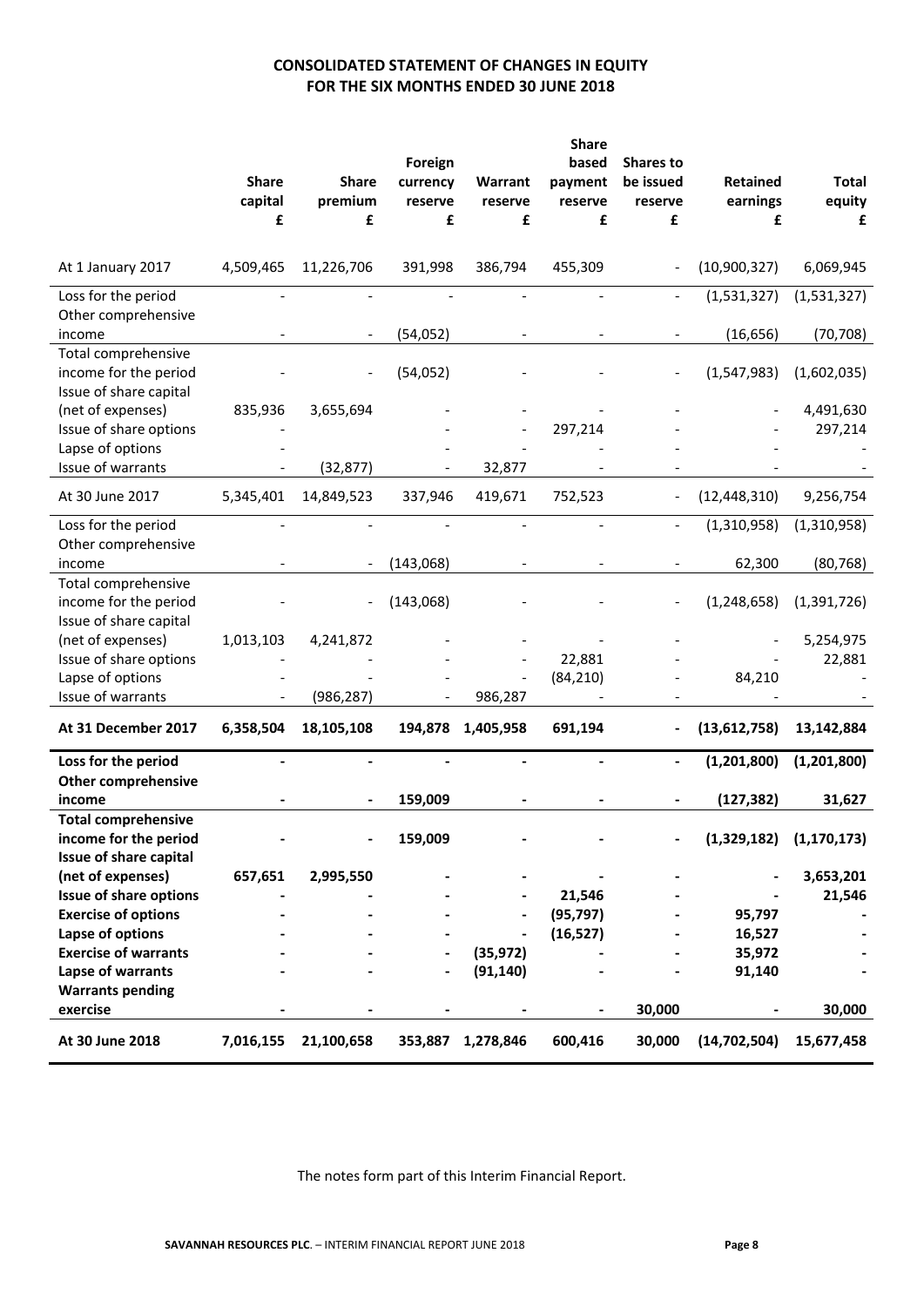# CONSOLIDATED STATEMENT OF CHANGES IN EQUITY
## FOR THE SIX MONTHS ENDED 30 JUNE 2018

| | Share capital £ | Share premium £ | Foreign currency reserve £ | Warrant reserve £ | Share based payment reserve £ | Shares to be issued reserve £ | Retained earnings £ | Total equity £ |
|---|---|---|---|---|---|---|---|---|
| At 1 January 2017 | 4,509,465 | 11,226,706 | 391,998 | 386,794 | 455,309 | - | (10,900,327) | 6,069,945 |
| Loss for the period | - | - | - | - | - | - | (1,531,327) | (1,531,327) |
| Other comprehensive income | - | - | (54,052) | - | - | - | (16,656) | (70,708) |
| Total comprehensive income for the period | - | - | (54,052) | - | - | - | (1,547,983) | (1,602,035) |
| Issue of share capital (net of expenses) | 835,936 | 3,655,694 | - | - | - | - | - | 4,491,630 |
| Issue of share options | - | - | - | - | 297,214 | - | - | 297,214 |
| Lapse of options | - | - | - | - | - | - | - | - |
| Issue of warrants | - | (32,877) | - | 32,877 | - | - | - | - |
| At 30 June 2017 | 5,345,401 | 14,849,523 | 337,946 | 419,671 | 752,523 | - | (12,448,310) | 9,256,754 |
| Loss for the period | - | - | - | - | - | - | (1,310,958) | (1,310,958) |
| Other comprehensive income | - | - | (143,068) | - | - | - | 62,300 | (80,768) |
| Total comprehensive income for the period | - | - | (143,068) | - | - | - | (1,248,658) | (1,391,726) |
| Issue of share capital (net of expenses) | 1,013,103 | 4,241,872 | - | - | - | - | - | 5,254,975 |
| Issue of share options | - | - | - | - | 22,881 | - | - | 22,881 |
| Lapse of options | - | - | - | - | (84,210) | - | 84,210 | - |
| Issue of warrants | - | (986,287) | - | 986,287 | - | - | - | - |
| **At 31 December 2017** | **6,358,504** | **18,105,108** | **194,878** | **1,405,958** | **691,194** | **-** | **(13,612,758)** | **13,142,884** |
| **Loss for the period** | **-** | **-** | **-** | **-** | **-** | **-** | **(1,201,800)** | **(1,201,800)** |
| **Other comprehensive income** | **-** | **-** | **159,009** | **-** | **-** | **-** | **(127,382)** | **31,627** |
| **Total comprehensive income for the period** | **-** | **-** | **159,009** | **-** | **-** | **-** | **(1,329,182)** | **(1,170,173)** |
| **Issue of share capital (net of expenses)** | **657,651** | **2,995,550** | **-** | **-** | **-** | **-** | **-** | **3,653,201** |
| **Issue of share options** | **-** | **-** | **-** | **-** | **21,546** | **-** | **-** | **21,546** |
| **Exercise of options** | **-** | **-** | **-** | **-** | **(95,797)** | **-** | **95,797** | **-** |
| **Lapse of options** | **-** | **-** | **-** | **-** | **(16,527)** | **-** | **16,527** | **-** |
| **Exercise of warrants** | **-** | **-** | **-** | **(35,972)** | **-** | **-** | **35,972** | **-** |
| **Lapse of warrants** | **-** | **-** | **-** | **(91,140)** | **-** | **-** | **91,140** | **-** |
| **Warrants pending exercise** | **-** | **-** | **-** | **-** | **-** | **30,000** | **-** | **30,000** |
| **At 30 June 2018** | **7,016,155** | **21,100,658** | **353,887** | **1,278,846** | **600,416** | **30,000** | **(14,702,504)** | **15,677,458** |

The notes form part of this Interim Financial Report.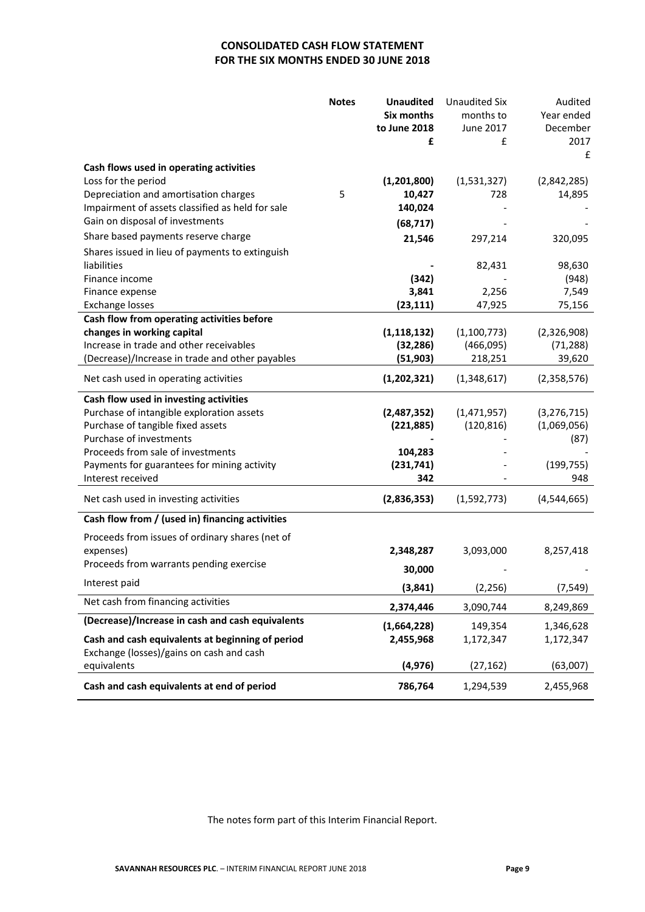# CONSOLIDATED CASH FLOW STATEMENT
## FOR THE SIX MONTHS ENDED 30 JUNE 2018

| | Notes | **Unaudited Six months to June 2018 £** | Unaudited Six months to June 2017 £ | Audited Year ended December 2017 £ |
|---|---|---|---|---|
| **Cash flows used in operating activities** | | | | |
| Loss for the period | | **(1,201,800)** | (1,531,327) | (2,842,285) |
| Depreciation and amortisation charges | 5 | **10,427** | 728 | 14,895 |
| Impairment of assets classified as held for sale | | **140,024** | - | - |
| Gain on disposal of investments | | **(68,717)** | - | - |
| Share based payments reserve charge | | **21,546** | 297,214 | 320,095 |
| Shares issued in lieu of payments to extinguish liabilities | | **-** | 82,431 | 98,630 |
| Finance income | | **(342)** | - | (948) |
| Finance expense | | **3,841** | 2,256 | 7,549 |
| Exchange losses | | **(23,111)** | 47,925 | 75,156 |
| **Cash flow from operating activities before changes in working capital** | | **(1,118,132)** | (1,100,773) | (2,326,908) |
| Increase in trade and other receivables | | **(32,286)** | (466,095) | (71,288) |
| (Decrease)/Increase in trade and other payables | | **(51,903)** | 218,251 | 39,620 |
| Net cash used in operating activities | | **(1,202,321)** | (1,348,617) | (2,358,576) |
| **Cash flow used in investing activities** | | | | |
| Purchase of intangible exploration assets | | **(2,487,352)** | (1,471,957) | (3,276,715) |
| Purchase of tangible fixed assets | | **(221,885)** | (120,816) | (1,069,056) |
| Purchase of investments | | **-** | - | (87) |
| Proceeds from sale of investments | | **104,283** | - | - |
| Payments for guarantees for mining activity | | **(231,741)** | - | (199,755) |
| Interest received | | **342** | - | 948 |
| Net cash used in investing activities | | **(2,836,353)** | (1,592,773) | (4,544,665) |
| **Cash flow from / (used in) financing activities** | | | | |
| Proceeds from issues of ordinary shares (net of expenses) | | **2,348,287** | 3,093,000 | 8,257,418 |
| Proceeds from warrants pending exercise | | **30,000** | - | - |
| Interest paid | | **(3,841)** | (2,256) | (7,549) |
| Net cash from financing activities | | **2,374,446** | 3,090,744 | 8,249,869 |
| **(Decrease)/Increase in cash and cash equivalents** | | **(1,664,228)** | 149,354 | 1,346,628 |
| **Cash and cash equivalents at beginning of period** | | **2,455,968** | 1,172,347 | 1,172,347 |
| Exchange (losses)/gains on cash and cash equivalents | | **(4,976)** | (27,162) | (63,007) |
| **Cash and cash equivalents at end of period** | | **786,764** | 1,294,539 | 2,455,968 |

The notes form part of this Interim Financial Report.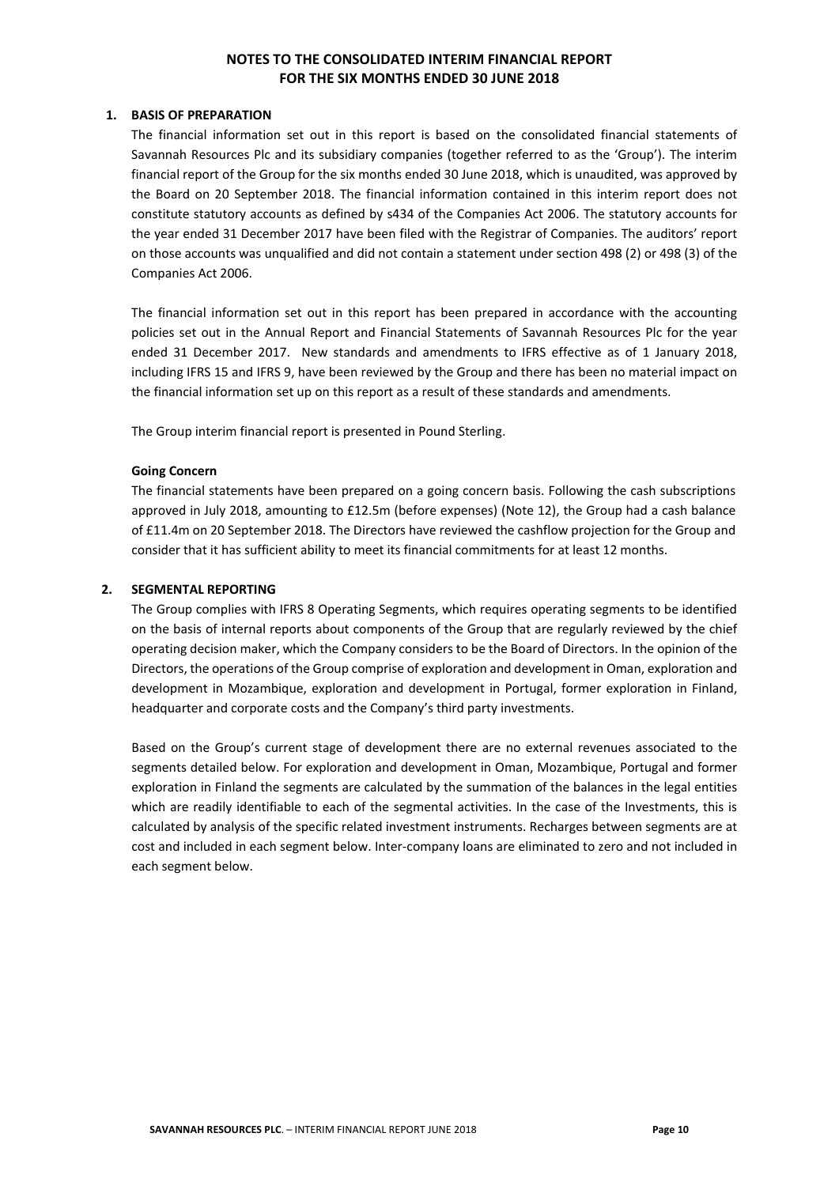# NOTES TO THE CONSOLIDATED INTERIM FINANCIAL REPORT FOR THE SIX MONTHS ENDED 30 JUNE 2018

## 1. BASIS OF PREPARATION

The financial information set out in this report is based on the consolidated financial statements of Savannah Resources Plc and its subsidiary companies (together referred to as the 'Group'). The interim financial report of the Group for the six months ended 30 June 2018, which is unaudited, was approved by the Board on 20 September 2018. The financial information contained in this interim report does not constitute statutory accounts as defined by s434 of the Companies Act 2006. The statutory accounts for the year ended 31 December 2017 have been filed with the Registrar of Companies. The auditors' report on those accounts was unqualified and did not contain a statement under section 498 (2) or 498 (3) of the Companies Act 2006.

The financial information set out in this report has been prepared in accordance with the accounting policies set out in the Annual Report and Financial Statements of Savannah Resources Plc for the year ended 31 December 2017. New standards and amendments to IFRS effective as of 1 January 2018, including IFRS 15 and IFRS 9, have been reviewed by the Group and there has been no material impact on the financial information set up on this report as a result of these standards and amendments.

The Group interim financial report is presented in Pound Sterling.

**Going Concern**

The financial statements have been prepared on a going concern basis. Following the cash subscriptions approved in July 2018, amounting to £12.5m (before expenses) (Note 12), the Group had a cash balance of £11.4m on 20 September 2018. The Directors have reviewed the cashflow projection for the Group and consider that it has sufficient ability to meet its financial commitments for at least 12 months.

## 2. SEGMENTAL REPORTING

The Group complies with IFRS 8 Operating Segments, which requires operating segments to be identified on the basis of internal reports about components of the Group that are regularly reviewed by the chief operating decision maker, which the Company considers to be the Board of Directors. In the opinion of the Directors, the operations of the Group comprise of exploration and development in Oman, exploration and development in Mozambique, exploration and development in Portugal, former exploration in Finland, headquarter and corporate costs and the Company's third party investments.

Based on the Group's current stage of development there are no external revenues associated to the segments detailed below. For exploration and development in Oman, Mozambique, Portugal and former exploration in Finland the segments are calculated by the summation of the balances in the legal entities which are readily identifiable to each of the segmental activities. In the case of the Investments, this is calculated by analysis of the specific related investment instruments. Recharges between segments are at cost and included in each segment below. Inter-company loans are eliminated to zero and not included in each segment below.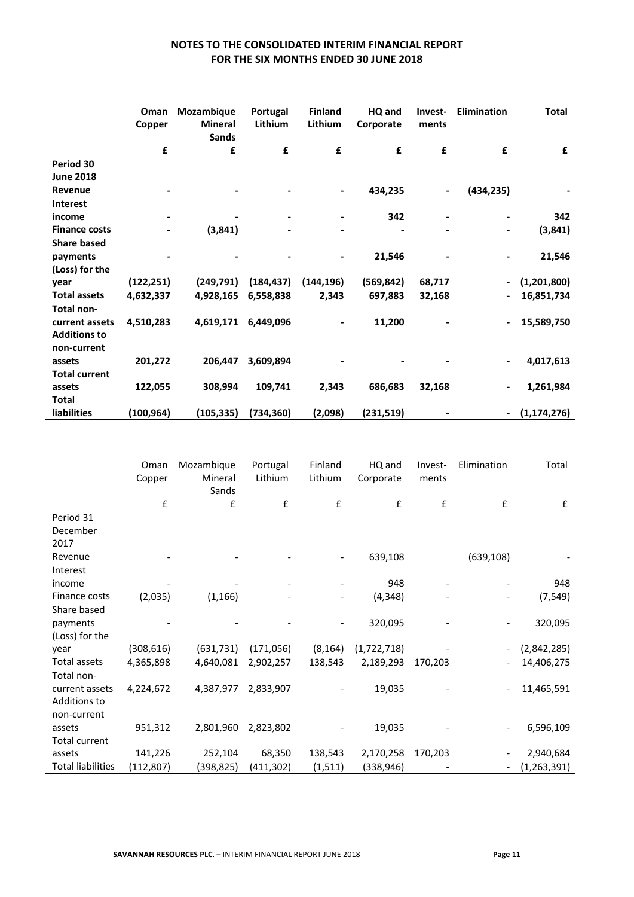## NOTES TO THE CONSOLIDATED INTERIM FINANCIAL REPORT FOR THE SIX MONTHS ENDED 30 JUNE 2018

| | Oman Copper | Mozambique Mineral Sands | Portugal Lithium | Finland Lithium | HQ and Corporate | Invest-ments | Elimination | Total |
|---|---|---|---|---|---|---|---|---|
| | **£** | **£** | **£** | **£** | **£** | **£** | **£** | **£** |
| **Period 30 June 2018** | | | | | | | | |
| **Revenue** | **-** | **-** | **-** | **-** | **434,235** | **-** | **(434,235)** | **-** |
| **Interest income** | **-** | **-** | **-** | **-** | **342** | **-** | **-** | **342** |
| **Finance costs** | **-** | **(3,841)** | **-** | **-** | **-** | **-** | **-** | **(3,841)** |
| **Share based payments** | **-** | **-** | **-** | **-** | **21,546** | **-** | **-** | **21,546** |
| **(Loss) for the year** | **(122,251)** | **(249,791)** | **(184,437)** | **(144,196)** | **(569,842)** | **68,717** | **-** | **(1,201,800)** |
| **Total assets** | **4,632,337** | **4,928,165** | **6,558,838** | **2,343** | **697,883** | **32,168** | **-** | **16,851,734** |
| **Total non-current assets** | **4,510,283** | **4,619,171** | **6,449,096** | **-** | **11,200** | **-** | **-** | **15,589,750** |
| **Additions to non-current assets** | **201,272** | **206,447** | **3,609,894** | **-** | **-** | **-** | **-** | **4,017,613** |
| **Total current assets** | **122,055** | **308,994** | **109,741** | **2,343** | **686,683** | **32,168** | **-** | **1,261,984** |
| **Total liabilities** | **(100,964)** | **(105,335)** | **(734,360)** | **(2,098)** | **(231,519)** | **-** | **-** | **(1,174,276)** |

| | Oman Copper | Mozambique Mineral Sands | Portugal Lithium | Finland Lithium | HQ and Corporate | Invest-ments | Elimination | Total |
|---|---|---|---|---|---|---|---|---|
| | £ | £ | £ | £ | £ | £ | £ | £ |
| Period 31 December 2017 | | | | | | | | |
| Revenue | - | - | - | - | 639,108 | | (639,108) | - |
| Interest income | - | - | - | - | 948 | - | - | 948 |
| Finance costs | (2,035) | (1,166) | - | - | (4,348) | - | - | (7,549) |
| Share based payments | - | - | - | - | 320,095 | - | - | 320,095 |
| (Loss) for the year | (308,616) | (631,731) | (171,056) | (8,164) | (1,722,718) | - | - | (2,842,285) |
| Total assets | 4,365,898 | 4,640,081 | 2,902,257 | 138,543 | 2,189,293 | 170,203 | - | 14,406,275 |
| Total non-current assets | 4,224,672 | 4,387,977 | 2,833,907 | - | 19,035 | - | - | 11,465,591 |
| Additions to non-current assets | 951,312 | 2,801,960 | 2,823,802 | - | 19,035 | - | - | 6,596,109 |
| Total current assets | 141,226 | 252,104 | 68,350 | 138,543 | 2,170,258 | 170,203 | - | 2,940,684 |
| Total liabilities | (112,807) | (398,825) | (411,302) | (1,511) | (338,946) | - | - | (1,263,391) |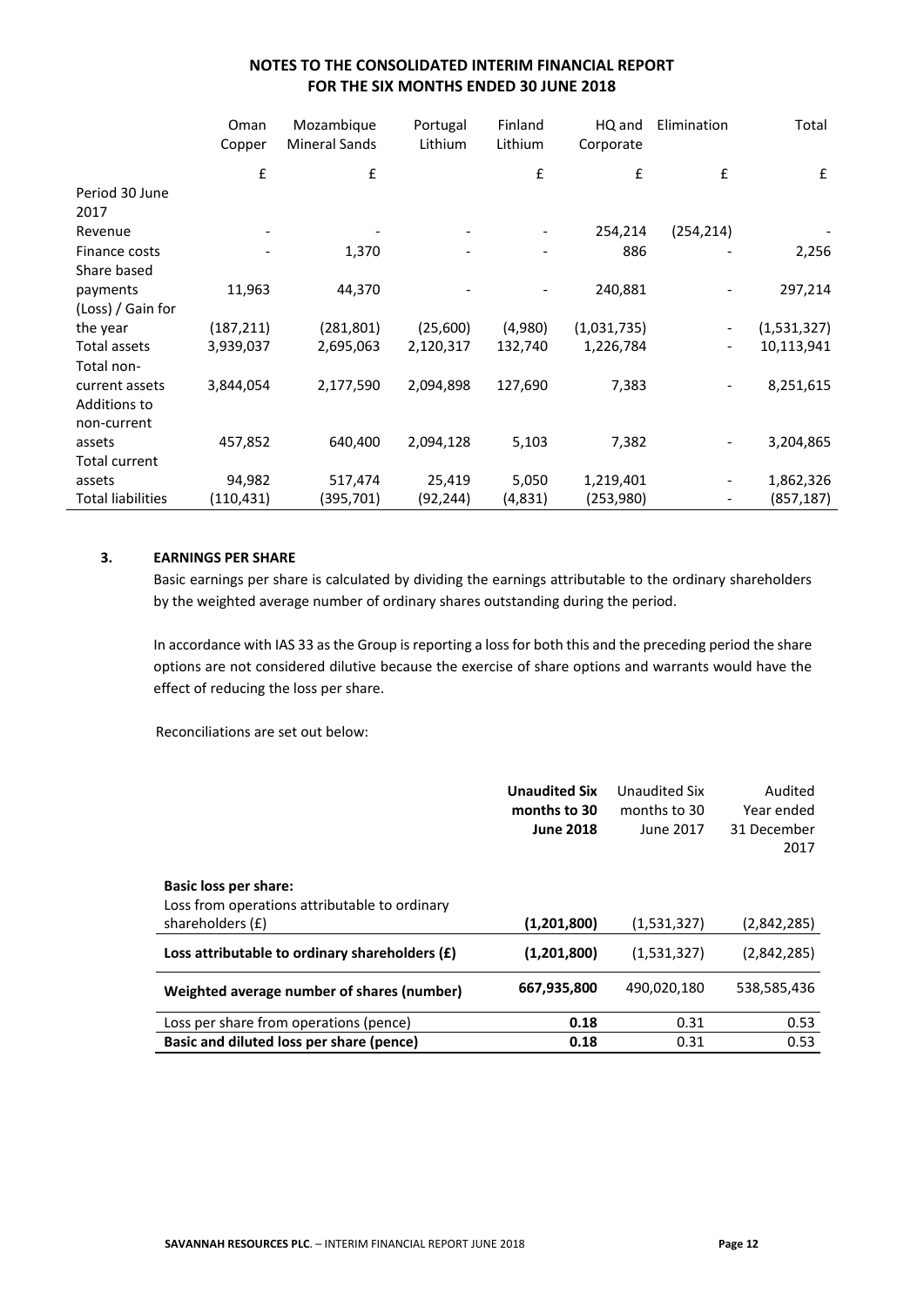## NOTES TO THE CONSOLIDATED INTERIM FINANCIAL REPORT FOR THE SIX MONTHS ENDED 30 JUNE 2018

| | Oman Copper | Mozambique Mineral Sands | Portugal Lithium | Finland Lithium | HQ and Corporate | Elimination | Total |
|---|---|---|---|---|---|---|---|
| | £ | £ | | £ | £ | £ | £ |
| Period 30 June 2017 | | | | | | | |
| Revenue | - | - | - | - | 254,214 | (254,214) | - |
| Finance costs | - | 1,370 | - | - | 886 | - | 2,256 |
| Share based payments | 11,963 | 44,370 | - | - | 240,881 | - | 297,214 |
| (Loss) / Gain for the year | (187,211) | (281,801) | (25,600) | (4,980) | (1,031,735) | - | (1,531,327) |
| Total assets | 3,939,037 | 2,695,063 | 2,120,317 | 132,740 | 1,226,784 | - | 10,113,941 |
| Total non-current assets | 3,844,054 | 2,177,590 | 2,094,898 | 127,690 | 7,383 | - | 8,251,615 |
| Additions to non-current assets | 457,852 | 640,400 | 2,094,128 | 5,103 | 7,382 | - | 3,204,865 |
| Total current assets | 94,982 | 517,474 | 25,419 | 5,050 | 1,219,401 | - | 1,862,326 |
| Total liabilities | (110,431) | (395,701) | (92,244) | (4,831) | (253,980) | - | (857,187) |

### 3. EARNINGS PER SHARE

Basic earnings per share is calculated by dividing the earnings attributable to the ordinary shareholders by the weighted average number of ordinary shares outstanding during the period.

In accordance with IAS 33 as the Group is reporting a loss for both this and the preceding period the share options are not considered dilutive because the exercise of share options and warrants would have the effect of reducing the loss per share.

Reconciliations are set out below:

| | **Unaudited Six months to 30 June 2018** | Unaudited Six months to 30 June 2017 | Audited Year ended 31 December 2017 |
|---|---|---|---|
| **Basic loss per share:** | | | |
| Loss from operations attributable to ordinary shareholders (£) | **(1,201,800)** | (1,531,327) | (2,842,285) |
| **Loss attributable to ordinary shareholders (£)** | **(1,201,800)** | (1,531,327) | (2,842,285) |
| **Weighted average number of shares (number)** | **667,935,800** | 490,020,180 | 538,585,436 |
| Loss per share from operations (pence) | **0.18** | 0.31 | 0.53 |
| **Basic and diluted loss per share (pence)** | **0.18** | 0.31 | 0.53 |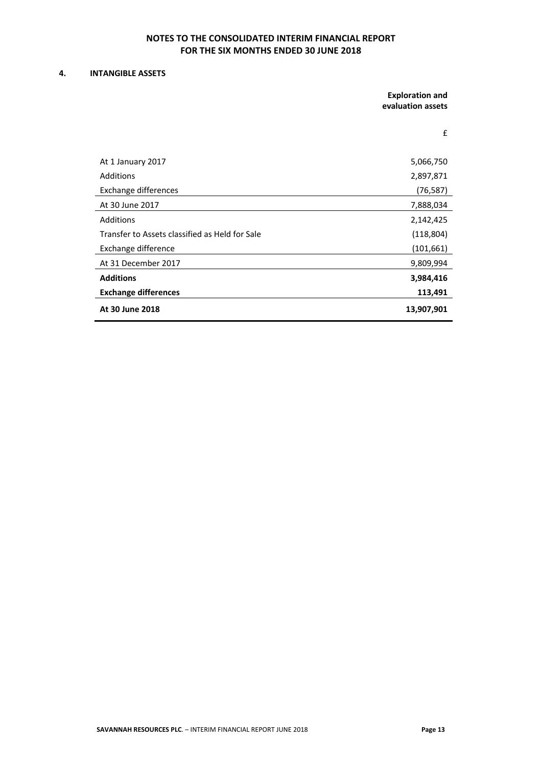# NOTES TO THE CONSOLIDATED INTERIM FINANCIAL REPORT FOR THE SIX MONTHS ENDED 30 JUNE 2018

## 4. INTANGIBLE ASSETS

| | Exploration and evaluation assets |
|---|---|
| | £ |
| At 1 January 2017 | 5,066,750 |
| Additions | 2,897,871 |
| Exchange differences | (76,587) |
| At 30 June 2017 | 7,888,034 |
| Additions | 2,142,425 |
| Transfer to Assets classified as Held for Sale | (118,804) |
| Exchange difference | (101,661) |
| At 31 December 2017 | 9,809,994 |
| **Additions** | **3,984,416** |
| **Exchange differences** | **113,491** |
| **At 30 June 2018** | **13,907,901** |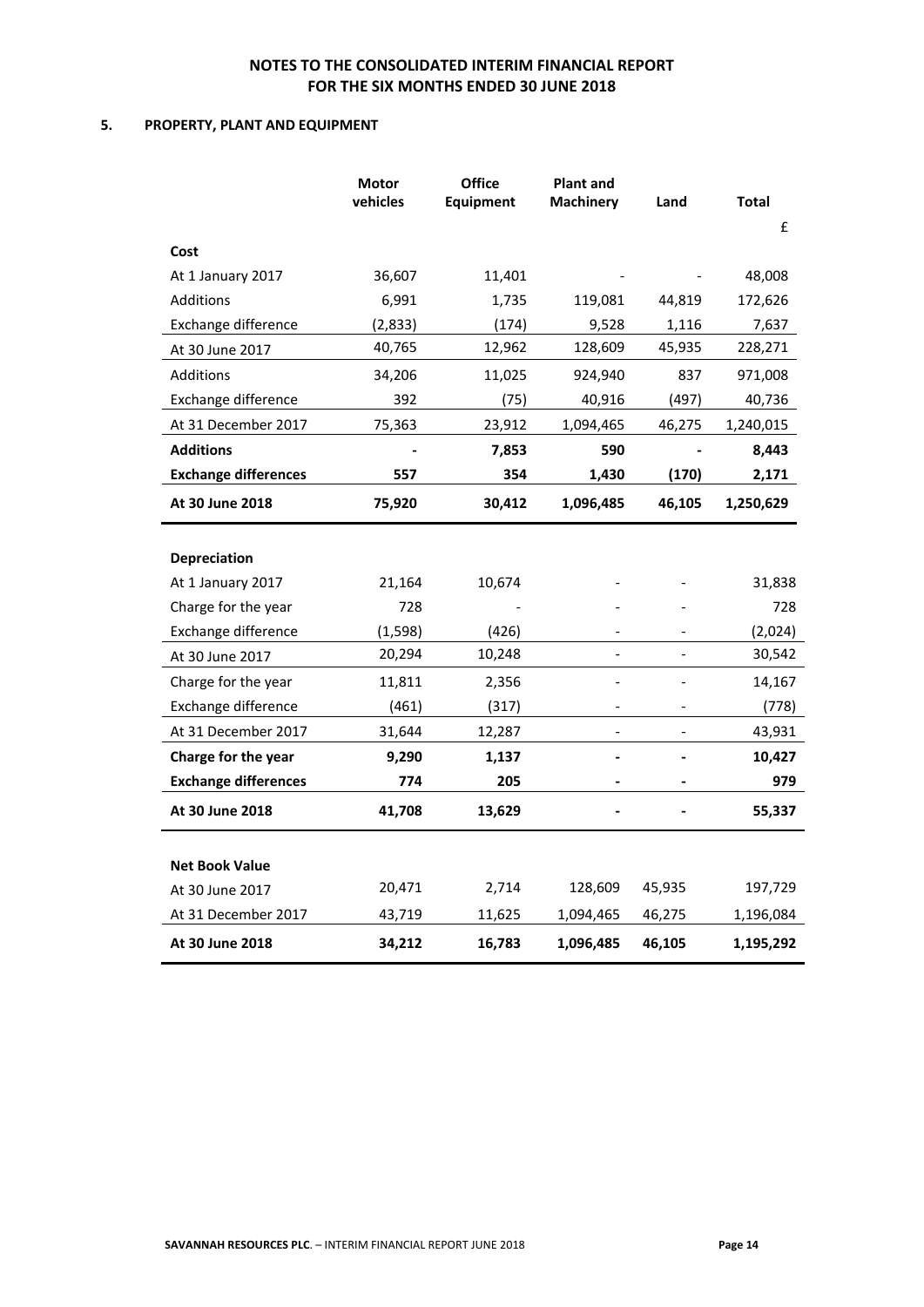# NOTES TO THE CONSOLIDATED INTERIM FINANCIAL REPORT FOR THE SIX MONTHS ENDED 30 JUNE 2018

## 5. PROPERTY, PLANT AND EQUIPMENT

| | Motor vehicles | Office Equipment | Plant and Machinery | Land | Total |
|---|---|---|---|---|---|
| | | | | | £ |
| **Cost** | | | | | |
| At 1 January 2017 | 36,607 | 11,401 | - | - | 48,008 |
| Additions | 6,991 | 1,735 | 119,081 | 44,819 | 172,626 |
| Exchange difference | (2,833) | (174) | 9,528 | 1,116 | 7,637 |
| At 30 June 2017 | 40,765 | 12,962 | 128,609 | 45,935 | 228,271 |
| Additions | 34,206 | 11,025 | 924,940 | 837 | 971,008 |
| Exchange difference | 392 | (75) | 40,916 | (497) | 40,736 |
| At 31 December 2017 | 75,363 | 23,912 | 1,094,465 | 46,275 | 1,240,015 |
| **Additions** | **-** | **7,853** | **590** | **-** | **8,443** |
| **Exchange differences** | **557** | **354** | **1,430** | **(170)** | **2,171** |
| **At 30 June 2018** | **75,920** | **30,412** | **1,096,485** | **46,105** | **1,250,629** |
| | | | | | |
| **Depreciation** | | | | | |
| At 1 January 2017 | 21,164 | 10,674 | - | - | 31,838 |
| Charge for the year | 728 | - | - | - | 728 |
| Exchange difference | (1,598) | (426) | - | - | (2,024) |
| At 30 June 2017 | 20,294 | 10,248 | - | - | 30,542 |
| Charge for the year | 11,811 | 2,356 | - | - | 14,167 |
| Exchange difference | (461) | (317) | - | - | (778) |
| At 31 December 2017 | 31,644 | 12,287 | - | - | 43,931 |
| **Charge for the year** | **9,290** | **1,137** | **-** | **-** | **10,427** |
| **Exchange differences** | **774** | **205** | **-** | **-** | **979** |
| **At 30 June 2018** | **41,708** | **13,629** | **-** | **-** | **55,337** |
| | | | | | |
| **Net Book Value** | | | | | |
| At 30 June 2017 | 20,471 | 2,714 | 128,609 | 45,935 | 197,729 |
| At 31 December 2017 | 43,719 | 11,625 | 1,094,465 | 46,275 | 1,196,084 |
| **At 30 June 2018** | **34,212** | **16,783** | **1,096,485** | **46,105** | **1,195,292** |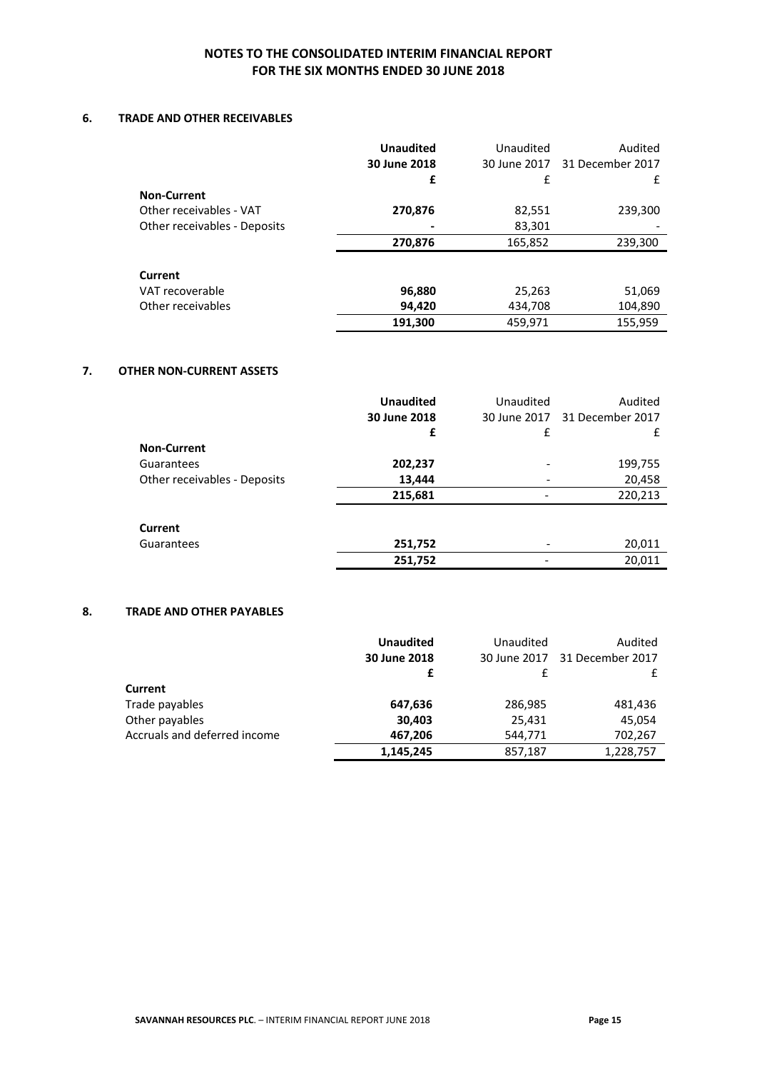## NOTES TO THE CONSOLIDATED INTERIM FINANCIAL REPORT FOR THE SIX MONTHS ENDED 30 JUNE 2018

### 6. TRADE AND OTHER RECEIVABLES

| | **Unaudited 30 June 2018 £** | Unaudited 30 June 2017 £ | Audited 31 December 2017 £ |
|---|---|---|---|
| **Non-Current** | | | |
| Other receivables - VAT | **270,876** | 82,551 | 239,300 |
| Other receivables - Deposits | **-** | 83,301 | - |
| | **270,876** | 165,852 | 239,300 |
| **Current** | | | |
| VAT recoverable | **96,880** | 25,263 | 51,069 |
| Other receivables | **94,420** | 434,708 | 104,890 |
| | **191,300** | 459,971 | 155,959 |

### 7. OTHER NON-CURRENT ASSETS

| | **Unaudited 30 June 2018 £** | Unaudited 30 June 2017 £ | Audited 31 December 2017 £ |
|---|---|---|---|
| **Non-Current** | | | |
| Guarantees | **202,237** | - | 199,755 |
| Other receivables - Deposits | **13,444** | - | 20,458 |
| | **215,681** | - | 220,213 |
| **Current** | | | |
| Guarantees | **251,752** | - | 20,011 |
| | **251,752** | - | 20,011 |

### 8. TRADE AND OTHER PAYABLES

| | **Unaudited 30 June 2018 £** | Unaudited 30 June 2017 £ | Audited 31 December 2017 £ |
|---|---|---|---|
| **Current** | | | |
| Trade payables | **647,636** | 286,985 | 481,436 |
| Other payables | **30,403** | 25,431 | 45,054 |
| Accruals and deferred income | **467,206** | 544,771 | 702,267 |
| | **1,145,245** | 857,187 | 1,228,757 |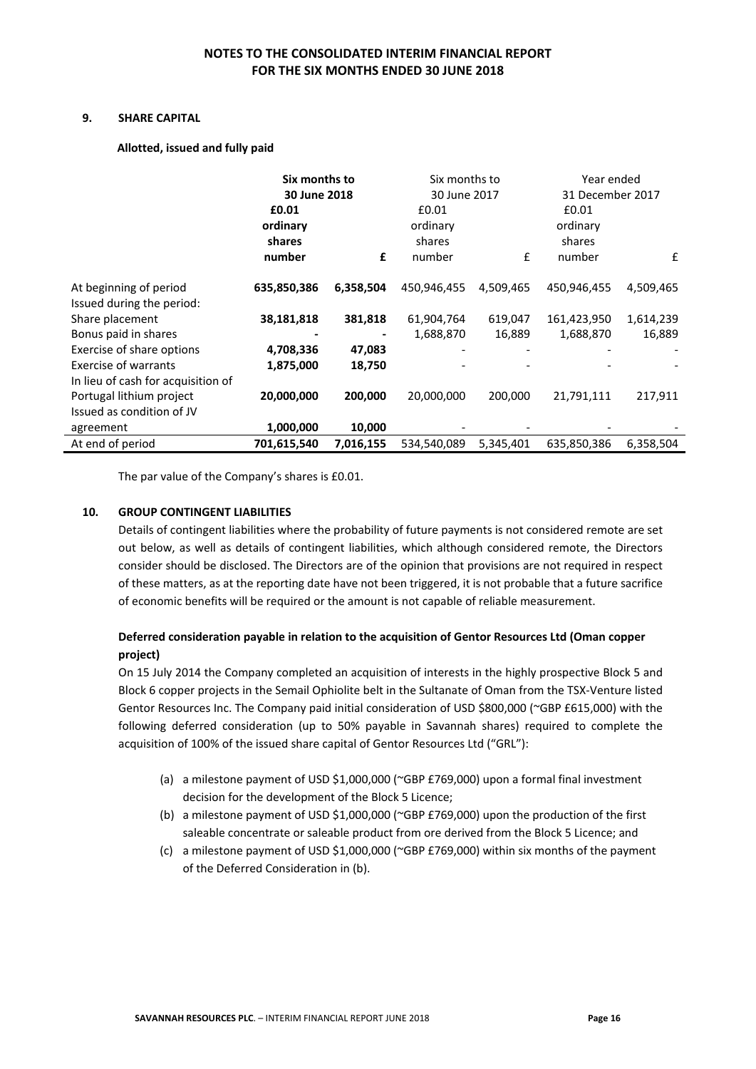## 9. SHARE CAPITAL

**Allotted, issued and fully paid**

| | **Six months to 30 June 2018** | | Six months to 30 June 2017 | | Year ended 31 December 2017 | |
|---|---|---|---|---|---|---|
| | **£0.01 ordinary shares number** | **£** | £0.01 ordinary shares number | £ | £0.01 ordinary shares number | £ |
| At beginning of period | **635,850,386** | **6,358,504** | 450,946,455 | 4,509,465 | 450,946,455 | 4,509,465 |
| Issued during the period: | | | | | | |
| Share placement | **38,181,818** | **381,818** | 61,904,764 | 619,047 | 161,423,950 | 1,614,239 |
| Bonus paid in shares | **-** | **-** | 1,688,870 | 16,889 | 1,688,870 | 16,889 |
| Exercise of share options | **4,708,336** | **47,083** | - | - | - | - |
| Exercise of warrants | **1,875,000** | **18,750** | - | - | - | - |
| In lieu of cash for acquisition of Portugal lithium project | **20,000,000** | **200,000** | 20,000,000 | 200,000 | 21,791,111 | 217,911 |
| Issued as condition of JV agreement | **1,000,000** | **10,000** | - | - | - | - |
| At end of period | **701,615,540** | **7,016,155** | 534,540,089 | 5,345,401 | 635,850,386 | 6,358,504 |

The par value of the Company's shares is £0.01.

## 10. GROUP CONTINGENT LIABILITIES

Details of contingent liabilities where the probability of future payments is not considered remote are set out below, as well as details of contingent liabilities, which although considered remote, the Directors consider should be disclosed. The Directors are of the opinion that provisions are not required in respect of these matters, as at the reporting date have not been triggered, it is not probable that a future sacrifice of economic benefits will be required or the amount is not capable of reliable measurement.

**Deferred consideration payable in relation to the acquisition of Gentor Resources Ltd (Oman copper project)**

On 15 July 2014 the Company completed an acquisition of interests in the highly prospective Block 5 and Block 6 copper projects in the Semail Ophiolite belt in the Sultanate of Oman from the TSX-Venture listed Gentor Resources Inc. The Company paid initial consideration of USD \$800,000 (~GBP £615,000) with the following deferred consideration (up to 50% payable in Savannah shares) required to complete the acquisition of 100% of the issued share capital of Gentor Resources Ltd ("GRL"):

(a) a milestone payment of USD \$1,000,000 (~GBP £769,000) upon a formal final investment decision for the development of the Block 5 Licence;

(b) a milestone payment of USD \$1,000,000 (~GBP £769,000) upon the production of the first saleable concentrate or saleable product from ore derived from the Block 5 Licence; and

(c) a milestone payment of USD \$1,000,000 (~GBP £769,000) within six months of the payment of the Deferred Consideration in (b).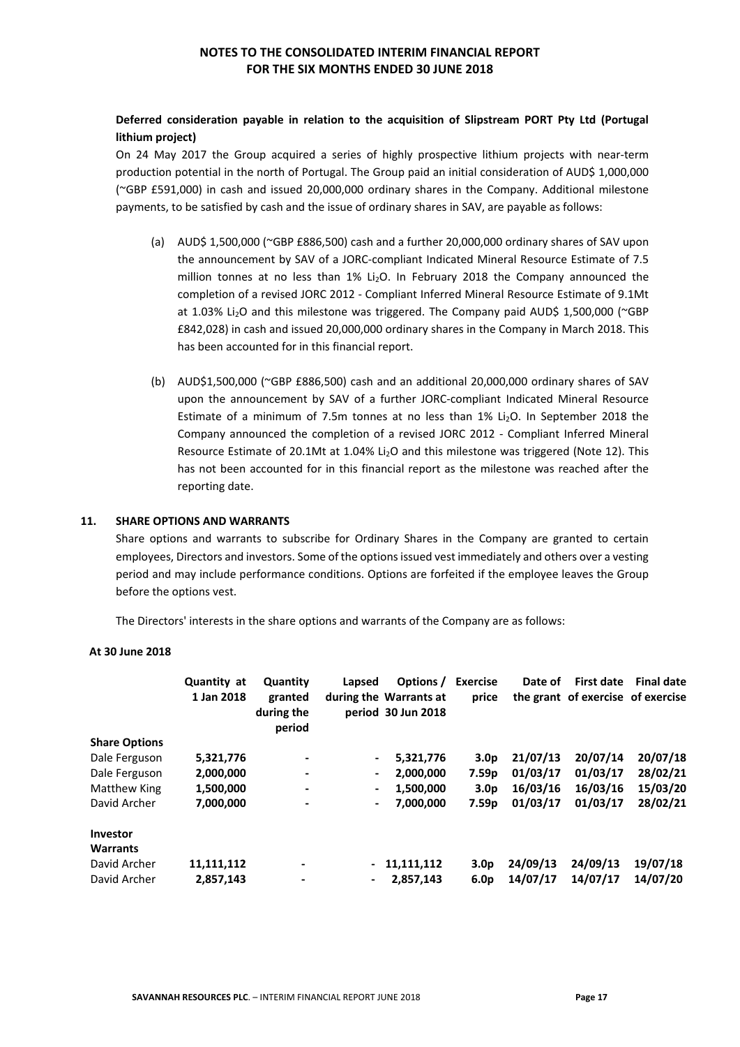**Deferred consideration payable in relation to the acquisition of Slipstream PORT Pty Ltd (Portugal lithium project)**

On 24 May 2017 the Group acquired a series of highly prospective lithium projects with near-term production potential in the north of Portugal. The Group paid an initial consideration of AUD$ 1,000,000 (~GBP £591,000) in cash and issued 20,000,000 ordinary shares in the Company. Additional milestone payments, to be satisfied by cash and the issue of ordinary shares in SAV, are payable as follows:

(a) AUD$ 1,500,000 (~GBP £886,500) cash and a further 20,000,000 ordinary shares of SAV upon the announcement by SAV of a JORC-compliant Indicated Mineral Resource Estimate of 7.5 million tonnes at no less than 1% $Li_2O$. In February 2018 the Company announced the completion of a revised JORC 2012 - Compliant Inferred Mineral Resource Estimate of 9.1Mt at 1.03% $Li_2O$ and this milestone was triggered. The Company paid AUD$ 1,500,000 (~GBP £842,028) in cash and issued 20,000,000 ordinary shares in the Company in March 2018. This has been accounted for in this financial report.

(b) AUD$1,500,000 (~GBP £886,500) cash and an additional 20,000,000 ordinary shares of SAV upon the announcement by SAV of a further JORC-compliant Indicated Mineral Resource Estimate of a minimum of 7.5m tonnes at no less than 1% $Li_2O$. In September 2018 the Company announced the completion of a revised JORC 2012 - Compliant Inferred Mineral Resource Estimate of 20.1Mt at 1.04% $Li_2O$ and this milestone was triggered (Note 12). This has not been accounted for in this financial report as the milestone was reached after the reporting date.

## 11. SHARE OPTIONS AND WARRANTS

Share options and warrants to subscribe for Ordinary Shares in the Company are granted to certain employees, Directors and investors. Some of the options issued vest immediately and others over a vesting period and may include performance conditions. Options are forfeited if the employee leaves the Group before the options vest.

The Directors' interests in the share options and warrants of the Company are as follows:

**At 30 June 2018**

| | Quantity at 1 Jan 2018 | Quantity granted during the period | Lapsed during the period | Options / Warrants at 30 Jun 2018 | Exercise price | Date of the grant | First date of exercise | Final date of exercise |
|---|---|---|---|---|---|---|---|---|
| **Share Options** | | | | | | | | |
| Dale Ferguson | 5,321,776 | - | - | 5,321,776 | 3.0p | 21/07/13 | 20/07/14 | 20/07/18 |
| Dale Ferguson | 2,000,000 | - | - | 2,000,000 | 7.59p | 01/03/17 | 01/03/17 | 28/02/21 |
| Matthew King | 1,500,000 | - | - | 1,500,000 | 3.0p | 16/03/16 | 16/03/16 | 15/03/20 |
| David Archer | 7,000,000 | - | - | 7,000,000 | 7.59p | 01/03/17 | 01/03/17 | 28/02/21 |
| **Investor Warrants** | | | | | | | | |
| David Archer | 11,111,112 | - | - | 11,111,112 | 3.0p | 24/09/13 | 24/09/13 | 19/07/18 |
| David Archer | 2,857,143 | - | - | 2,857,143 | 6.0p | 14/07/17 | 14/07/17 | 14/07/20 |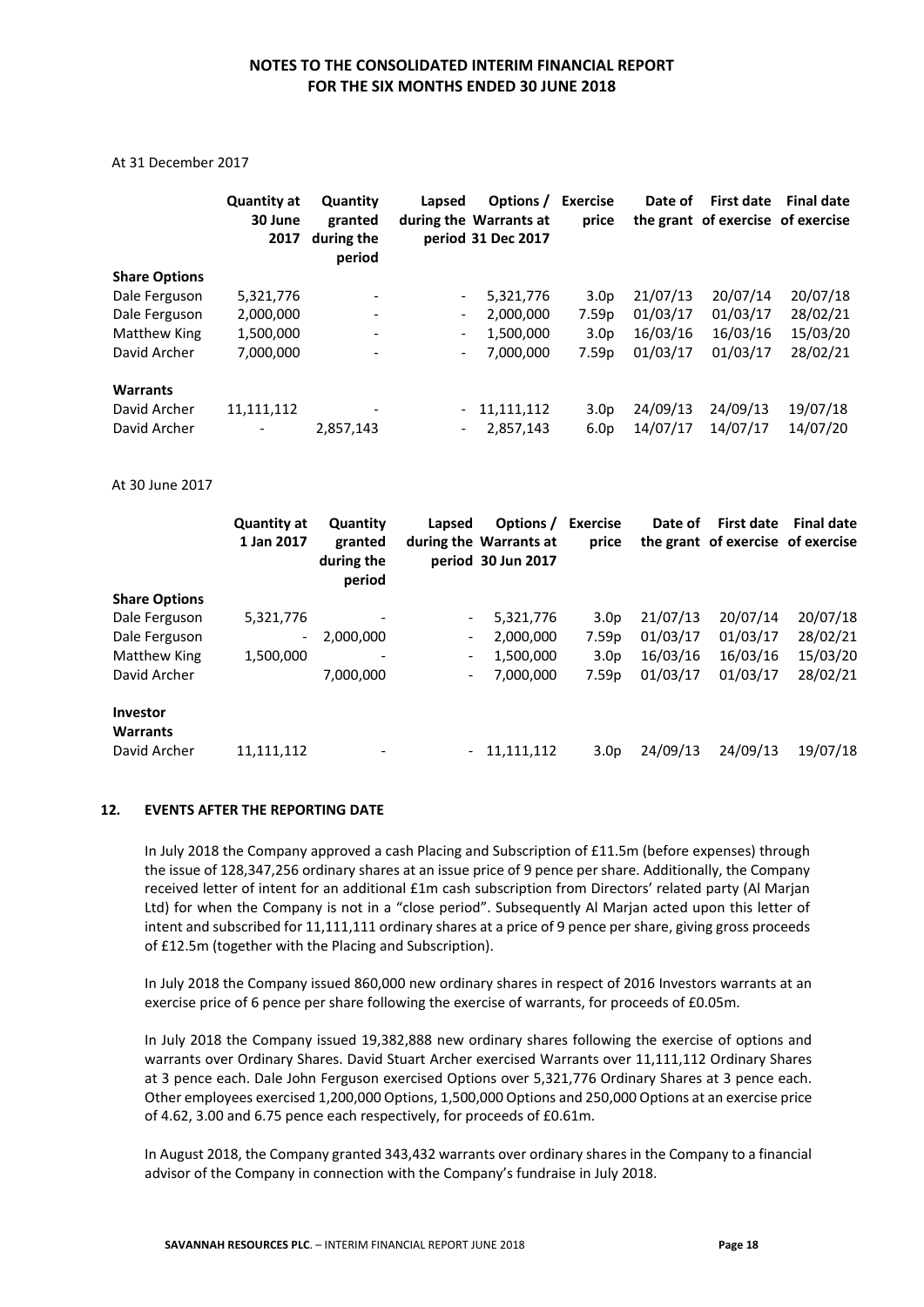At 31 December 2017

| | Quantity at 30 June 2017 | Quantity granted during the period | Lapsed during the period | Options / Warrants at 31 Dec 2017 | Exercise price | Date of the grant | First date of exercise | Final date of exercise |
|---|---|---|---|---|---|---|---|---|
| **Share Options** | | | | | | | | |
| Dale Ferguson | 5,321,776 | - | - | 5,321,776 | 3.0p | 21/07/13 | 20/07/14 | 20/07/18 |
| Dale Ferguson | 2,000,000 | - | - | 2,000,000 | 7.59p | 01/03/17 | 01/03/17 | 28/02/21 |
| Matthew King | 1,500,000 | - | - | 1,500,000 | 3.0p | 16/03/16 | 16/03/16 | 15/03/20 |
| David Archer | 7,000,000 | - | - | 7,000,000 | 7.59p | 01/03/17 | 01/03/17 | 28/02/21 |
| **Warrants** | | | | | | | | |
| David Archer | 11,111,112 | - | - | 11,111,112 | 3.0p | 24/09/13 | 24/09/13 | 19/07/18 |
| David Archer | - | 2,857,143 | - | 2,857,143 | 6.0p | 14/07/17 | 14/07/17 | 14/07/20 |

At 30 June 2017

| | Quantity at 1 Jan 2017 | Quantity granted during the period | Lapsed during the period | Options / Warrants at 30 Jun 2017 | Exercise price | Date of the grant | First date of exercise | Final date of exercise |
|---|---|---|---|---|---|---|---|---|
| **Share Options** | | | | | | | | |
| Dale Ferguson | 5,321,776 | - | - | 5,321,776 | 3.0p | 21/07/13 | 20/07/14 | 20/07/18 |
| Dale Ferguson | - | 2,000,000 | - | 2,000,000 | 7.59p | 01/03/17 | 01/03/17 | 28/02/21 |
| Matthew King | 1,500,000 | - | - | 1,500,000 | 3.0p | 16/03/16 | 16/03/16 | 15/03/20 |
| David Archer | | 7,000,000 | - | 7,000,000 | 7.59p | 01/03/17 | 01/03/17 | 28/02/21 |
| **Investor Warrants** | | | | | | | | |
| David Archer | 11,111,112 | - | - | 11,111,112 | 3.0p | 24/09/13 | 24/09/13 | 19/07/18 |

## 12. EVENTS AFTER THE REPORTING DATE

In July 2018 the Company approved a cash Placing and Subscription of £11.5m (before expenses) through the issue of 128,347,256 ordinary shares at an issue price of 9 pence per share. Additionally, the Company received letter of intent for an additional £1m cash subscription from Directors' related party (Al Marjan Ltd) for when the Company is not in a "close period". Subsequently Al Marjan acted upon this letter of intent and subscribed for 11,111,111 ordinary shares at a price of 9 pence per share, giving gross proceeds of £12.5m (together with the Placing and Subscription).

In July 2018 the Company issued 860,000 new ordinary shares in respect of 2016 Investors warrants at an exercise price of 6 pence per share following the exercise of warrants, for proceeds of £0.05m.

In July 2018 the Company issued 19,382,888 new ordinary shares following the exercise of options and warrants over Ordinary Shares. David Stuart Archer exercised Warrants over 11,111,112 Ordinary Shares at 3 pence each. Dale John Ferguson exercised Options over 5,321,776 Ordinary Shares at 3 pence each. Other employees exercised 1,200,000 Options, 1,500,000 Options and 250,000 Options at an exercise price of 4.62, 3.00 and 6.75 pence each respectively, for proceeds of £0.61m.

In August 2018, the Company granted 343,432 warrants over ordinary shares in the Company to a financial advisor of the Company in connection with the Company's fundraise in July 2018.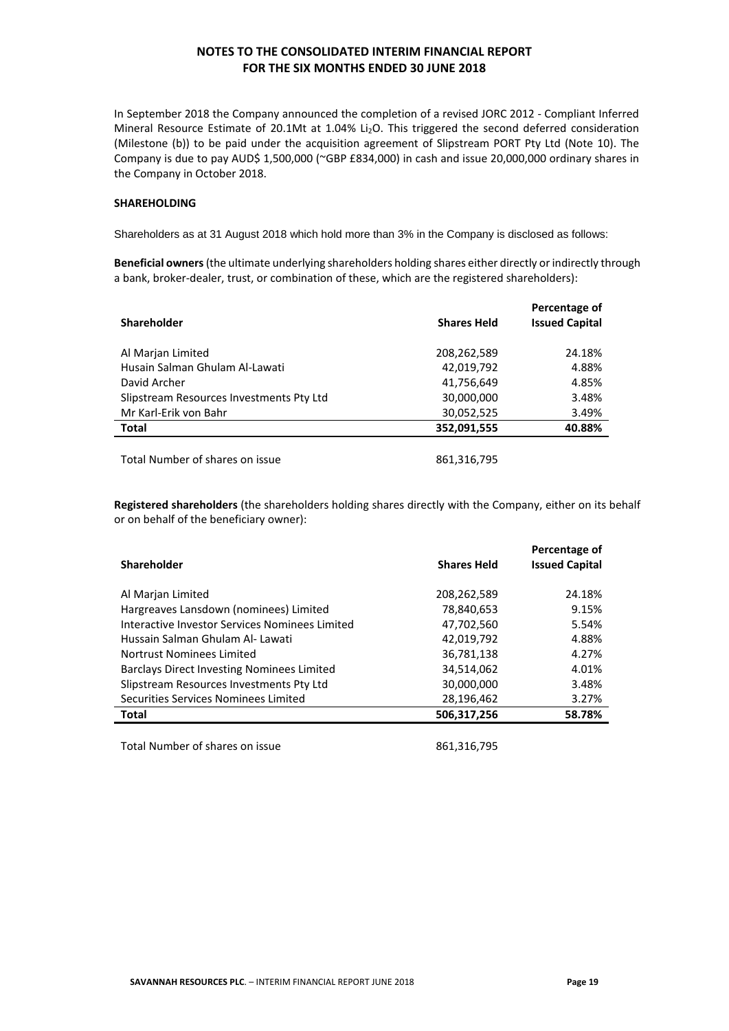In September 2018 the Company announced the completion of a revised JORC 2012 - Compliant Inferred Mineral Resource Estimate of 20.1Mt at 1.04% $Li_2O$. This triggered the second deferred consideration (Milestone (b)) to be paid under the acquisition agreement of Slipstream PORT Pty Ltd (Note 10). The Company is due to pay AUD$ 1,500,000 (~GBP £834,000) in cash and issue 20,000,000 ordinary shares in the Company in October 2018.

**SHAREHOLDING**

Shareholders as at 31 August 2018 which hold more than 3% in the Company is disclosed as follows:

**Beneficial owners** (the ultimate underlying shareholders holding shares either directly or indirectly through a bank, broker-dealer, trust, or combination of these, which are the registered shareholders):

| Shareholder | Shares Held | Percentage of Issued Capital |
|---|---|---|
| Al Marjan Limited | 208,262,589 | 24.18% |
| Husain Salman Ghulam Al-Lawati | 42,019,792 | 4.88% |
| David Archer | 41,756,649 | 4.85% |
| Slipstream Resources Investments Pty Ltd | 30,000,000 | 3.48% |
| Mr Karl-Erik von Bahr | 30,052,525 | 3.49% |
| **Total** | **352,091,555** | **40.88%** |
| | | |
| Total Number of shares on issue | 861,316,795 | |

**Registered shareholders** (the shareholders holding shares directly with the Company, either on its behalf or on behalf of the beneficiary owner):

| Shareholder | Shares Held | Percentage of Issued Capital |
|---|---|---|
| Al Marjan Limited | 208,262,589 | 24.18% |
| Hargreaves Lansdown (nominees) Limited | 78,840,653 | 9.15% |
| Interactive Investor Services Nominees Limited | 47,702,560 | 5.54% |
| Hussain Salman Ghulam Al- Lawati | 42,019,792 | 4.88% |
| Nortrust Nominees Limited | 36,781,138 | 4.27% |
| Barclays Direct Investing Nominees Limited | 34,514,062 | 4.01% |
| Slipstream Resources Investments Pty Ltd | 30,000,000 | 3.48% |
| Securities Services Nominees Limited | 28,196,462 | 3.27% |
| **Total** | **506,317,256** | **58.78%** |
| | | |
| Total Number of shares on issue | 861,316,795 | |